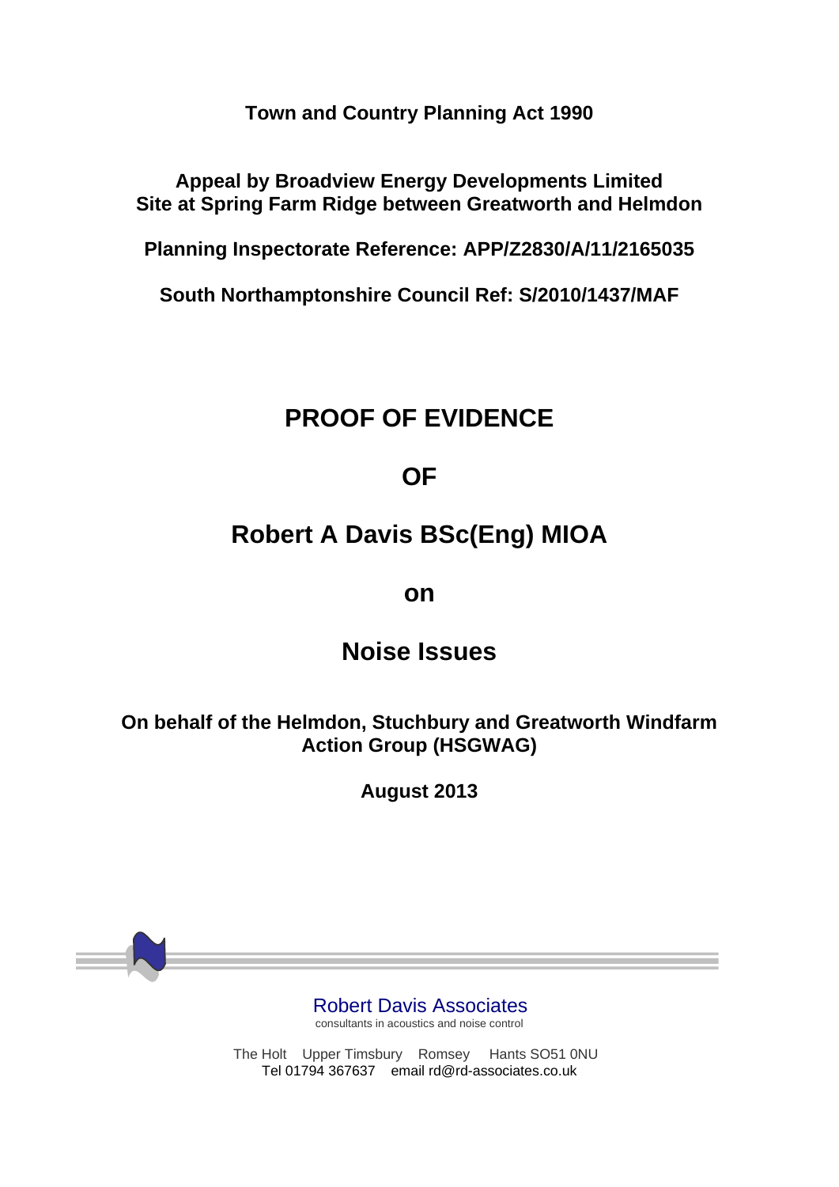**Town and Country Planning Act 1990**

**Appeal by Broadview Energy Developments Limited**
**Site at Spring Farm Ridge between Greatworth and Helmdon**

**Planning Inspectorate Reference: APP/Z2830/A/11/2165035**

**South Northamptonshire Council Ref: S/2010/1437/MAF**

# PROOF OF EVIDENCE

# OF

# Robert A Davis BSc(Eng) MIOA

# on

# Noise Issues

**On behalf of the Helmdon, Stuchbury and Greatworth Windfarm Action Group (HSGWAG)**

**August 2013**

Robert Davis Associates
consultants in acoustics and noise control

The Holt Upper Timsbury Romsey Hants SO51 0NU
Tel 01794 367637 email rd@rd-associates.co.uk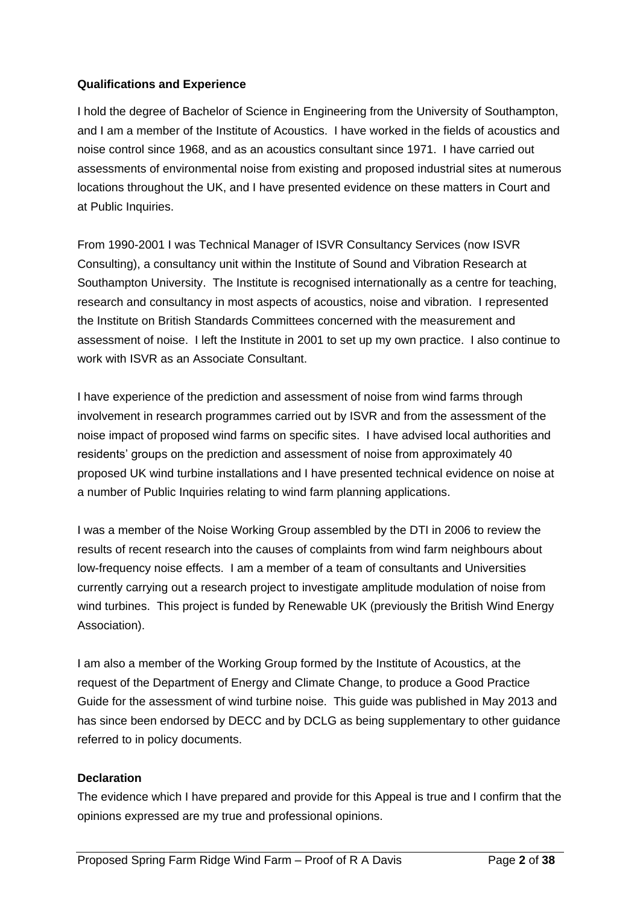**Qualifications and Experience**

I hold the degree of Bachelor of Science in Engineering from the University of Southampton, and I am a member of the Institute of Acoustics. I have worked in the fields of acoustics and noise control since 1968, and as an acoustics consultant since 1971. I have carried out assessments of environmental noise from existing and proposed industrial sites at numerous locations throughout the UK, and I have presented evidence on these matters in Court and at Public Inquiries.

From 1990-2001 I was Technical Manager of ISVR Consultancy Services (now ISVR Consulting), a consultancy unit within the Institute of Sound and Vibration Research at Southampton University. The Institute is recognised internationally as a centre for teaching, research and consultancy in most aspects of acoustics, noise and vibration. I represented the Institute on British Standards Committees concerned with the measurement and assessment of noise. I left the Institute in 2001 to set up my own practice. I also continue to work with ISVR as an Associate Consultant.

I have experience of the prediction and assessment of noise from wind farms through involvement in research programmes carried out by ISVR and from the assessment of the noise impact of proposed wind farms on specific sites. I have advised local authorities and residents' groups on the prediction and assessment of noise from approximately 40 proposed UK wind turbine installations and I have presented technical evidence on noise at a number of Public Inquiries relating to wind farm planning applications.

I was a member of the Noise Working Group assembled by the DTI in 2006 to review the results of recent research into the causes of complaints from wind farm neighbours about low-frequency noise effects. I am a member of a team of consultants and Universities currently carrying out a research project to investigate amplitude modulation of noise from wind turbines. This project is funded by Renewable UK (previously the British Wind Energy Association).

I am also a member of the Working Group formed by the Institute of Acoustics, at the request of the Department of Energy and Climate Change, to produce a Good Practice Guide for the assessment of wind turbine noise. This guide was published in May 2013 and has since been endorsed by DECC and by DCLG as being supplementary to other guidance referred to in policy documents.

**Declaration**

The evidence which I have prepared and provide for this Appeal is true and I confirm that the opinions expressed are my true and professional opinions.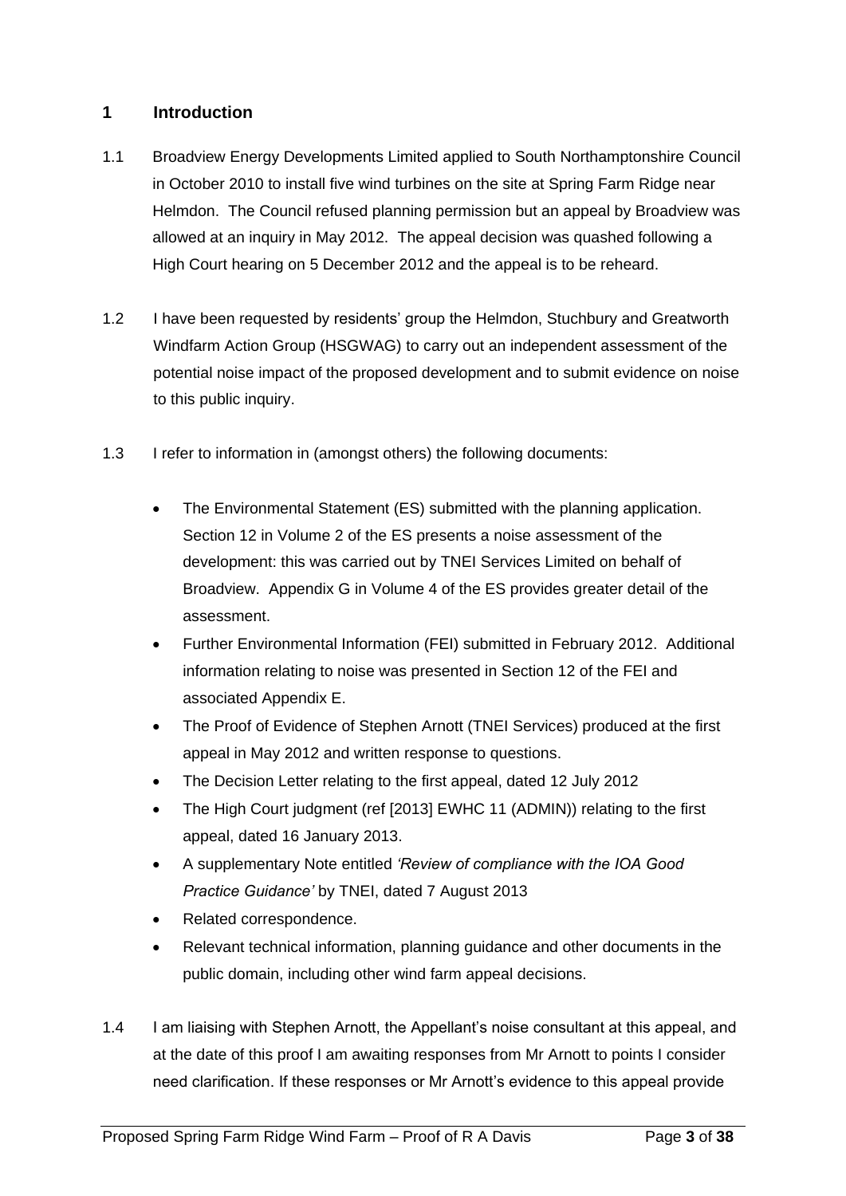## 1 Introduction

1.1 Broadview Energy Developments Limited applied to South Northamptonshire Council in October 2010 to install five wind turbines on the site at Spring Farm Ridge near Helmdon. The Council refused planning permission but an appeal by Broadview was allowed at an inquiry in May 2012. The appeal decision was quashed following a High Court hearing on 5 December 2012 and the appeal is to be reheard.

1.2 I have been requested by residents' group the Helmdon, Stuchbury and Greatworth Windfarm Action Group (HSGWAG) to carry out an independent assessment of the potential noise impact of the proposed development and to submit evidence on noise to this public inquiry.

1.3 I refer to information in (amongst others) the following documents:

- The Environmental Statement (ES) submitted with the planning application. Section 12 in Volume 2 of the ES presents a noise assessment of the development: this was carried out by TNEI Services Limited on behalf of Broadview. Appendix G in Volume 4 of the ES provides greater detail of the assessment.
- Further Environmental Information (FEI) submitted in February 2012. Additional information relating to noise was presented in Section 12 of the FEI and associated Appendix E.
- The Proof of Evidence of Stephen Arnott (TNEI Services) produced at the first appeal in May 2012 and written response to questions.
- The Decision Letter relating to the first appeal, dated 12 July 2012
- The High Court judgment (ref [2013] EWHC 11 (ADMIN)) relating to the first appeal, dated 16 January 2013.
- A supplementary Note entitled *'Review of compliance with the IOA Good Practice Guidance'* by TNEI, dated 7 August 2013
- Related correspondence.
- Relevant technical information, planning guidance and other documents in the public domain, including other wind farm appeal decisions.

1.4 I am liaising with Stephen Arnott, the Appellant's noise consultant at this appeal, and at the date of this proof I am awaiting responses from Mr Arnott to points I consider need clarification. If these responses or Mr Arnott's evidence to this appeal provide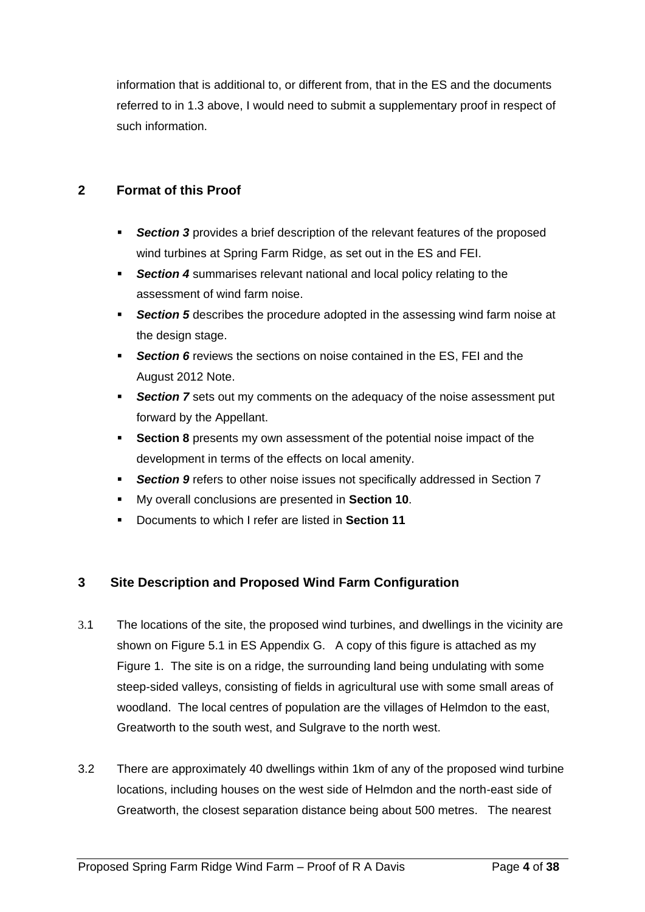information that is additional to, or different from, that in the ES and the documents referred to in 1.3 above, I would need to submit a supplementary proof in respect of such information.

## 2 Format of this Proof

- ***Section 3*** provides a brief description of the relevant features of the proposed wind turbines at Spring Farm Ridge, as set out in the ES and FEI.
- ***Section 4*** summarises relevant national and local policy relating to the assessment of wind farm noise.
- ***Section 5*** describes the procedure adopted in the assessing wind farm noise at the design stage.
- ***Section 6*** reviews the sections on noise contained in the ES, FEI and the August 2012 Note.
- ***Section 7*** sets out my comments on the adequacy of the noise assessment put forward by the Appellant.
- **Section 8** presents my own assessment of the potential noise impact of the development in terms of the effects on local amenity.
- ***Section 9*** refers to other noise issues not specifically addressed in Section 7
- My overall conclusions are presented in **Section 10**.
- Documents to which I refer are listed in **Section 11**

## 3 Site Description and Proposed Wind Farm Configuration

3.1 The locations of the site, the proposed wind turbines, and dwellings in the vicinity are shown on Figure 5.1 in ES Appendix G. A copy of this figure is attached as my Figure 1. The site is on a ridge, the surrounding land being undulating with some steep-sided valleys, consisting of fields in agricultural use with some small areas of woodland. The local centres of population are the villages of Helmdon to the east, Greatworth to the south west, and Sulgrave to the north west.

3.2 There are approximately 40 dwellings within 1km of any of the proposed wind turbine locations, including houses on the west side of Helmdon and the north-east side of Greatworth, the closest separation distance being about 500 metres. The nearest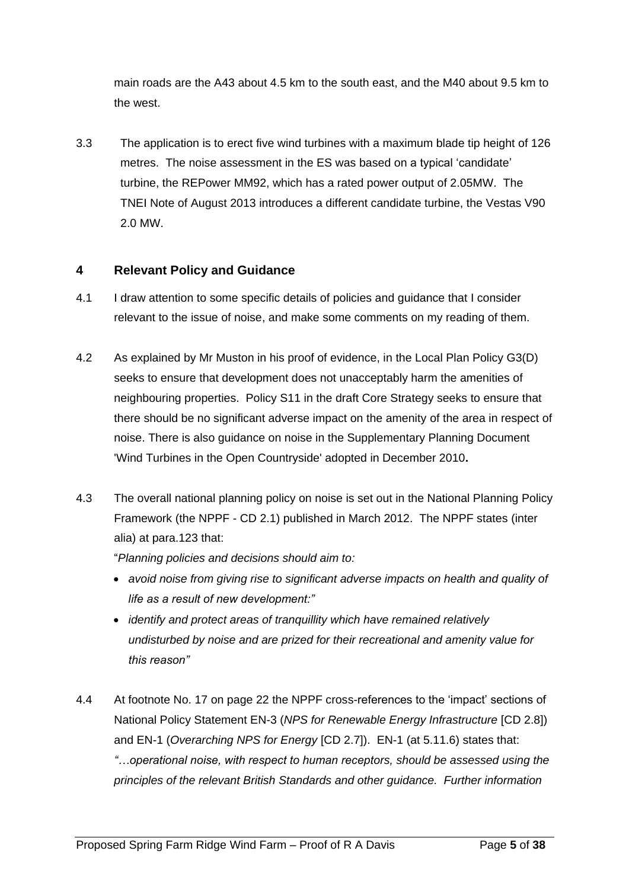main roads are the A43 about 4.5 km to the south east, and the M40 about 9.5 km to the west.

3.3 The application is to erect five wind turbines with a maximum blade tip height of 126 metres. The noise assessment in the ES was based on a typical 'candidate' turbine, the REPower MM92, which has a rated power output of 2.05MW. The TNEI Note of August 2013 introduces a different candidate turbine, the Vestas V90 2.0 MW.

## 4 Relevant Policy and Guidance

4.1 I draw attention to some specific details of policies and guidance that I consider relevant to the issue of noise, and make some comments on my reading of them.

4.2 As explained by Mr Muston in his proof of evidence, in the Local Plan Policy G3(D) seeks to ensure that development does not unacceptably harm the amenities of neighbouring properties. Policy S11 in the draft Core Strategy seeks to ensure that there should be no significant adverse impact on the amenity of the area in respect of noise. There is also guidance on noise in the Supplementary Planning Document 'Wind Turbines in the Open Countryside' adopted in December 2010**.**

4.3 The overall national planning policy on noise is set out in the National Planning Policy Framework (the NPPF - CD 2.1) published in March 2012. The NPPF states (inter alia) at para.123 that:

"*Planning policies and decisions should aim to:*

- *avoid noise from giving rise to significant adverse impacts on health and quality of life as a result of new development:"*
- *identify and protect areas of tranquillity which have remained relatively undisturbed by noise and are prized for their recreational and amenity value for this reason"*

4.4 At footnote No. 17 on page 22 the NPPF cross-references to the 'impact' sections of National Policy Statement EN-3 (*NPS for Renewable Energy Infrastructure* [CD 2.8]) and EN-1 (*Overarching NPS for Energy* [CD 2.7]). EN-1 (at 5.11.6) states that: *"…operational noise, with respect to human receptors, should be assessed using the principles of the relevant British Standards and other guidance. Further information*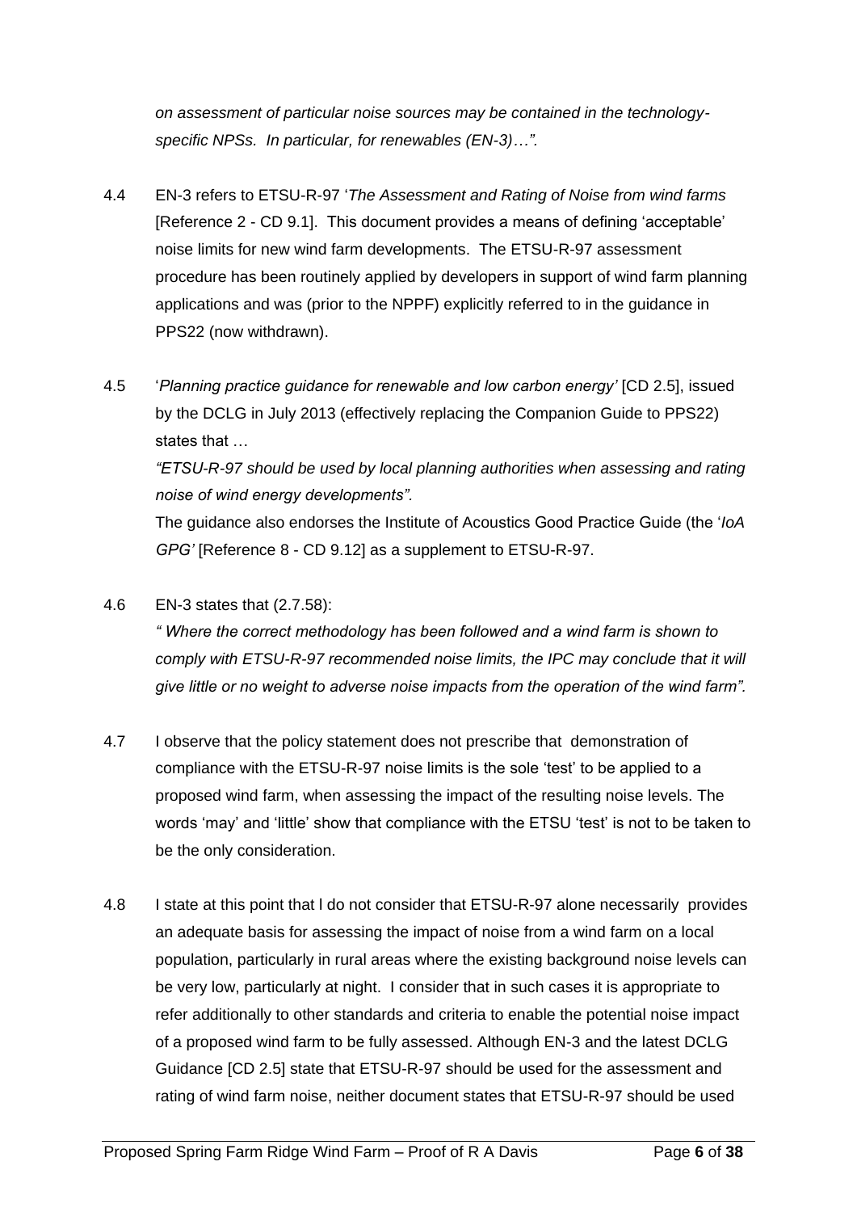*on assessment of particular noise sources may be contained in the technology-specific NPSs. In particular, for renewables (EN-3)…".*

4.4 EN-3 refers to ETSU-R-97 '*The Assessment and Rating of Noise from wind farms* [Reference 2 - CD 9.1]. This document provides a means of defining 'acceptable' noise limits for new wind farm developments. The ETSU-R-97 assessment procedure has been routinely applied by developers in support of wind farm planning applications and was (prior to the NPPF) explicitly referred to in the guidance in PPS22 (now withdrawn).

4.5 '*Planning practice guidance for renewable and low carbon energy'* [CD 2.5], issued by the DCLG in July 2013 (effectively replacing the Companion Guide to PPS22) states that …

*"ETSU-R-97 should be used by local planning authorities when assessing and rating noise of wind energy developments"*.

The guidance also endorses the Institute of Acoustics Good Practice Guide (the '*IoA GPG'* [Reference 8 - CD 9.12] as a supplement to ETSU-R-97.

4.6 EN-3 states that (2.7.58):

*" Where the correct methodology has been followed and a wind farm is shown to comply with ETSU-R-97 recommended noise limits, the IPC may conclude that it will give little or no weight to adverse noise impacts from the operation of the wind farm".*

4.7 I observe that the policy statement does not prescribe that demonstration of compliance with the ETSU-R-97 noise limits is the sole 'test' to be applied to a proposed wind farm, when assessing the impact of the resulting noise levels. The words 'may' and 'little' show that compliance with the ETSU 'test' is not to be taken to be the only consideration.

4.8 I state at this point that I do not consider that ETSU-R-97 alone necessarily provides an adequate basis for assessing the impact of noise from a wind farm on a local population, particularly in rural areas where the existing background noise levels can be very low, particularly at night. I consider that in such cases it is appropriate to refer additionally to other standards and criteria to enable the potential noise impact of a proposed wind farm to be fully assessed. Although EN-3 and the latest DCLG Guidance [CD 2.5] state that ETSU-R-97 should be used for the assessment and rating of wind farm noise, neither document states that ETSU-R-97 should be used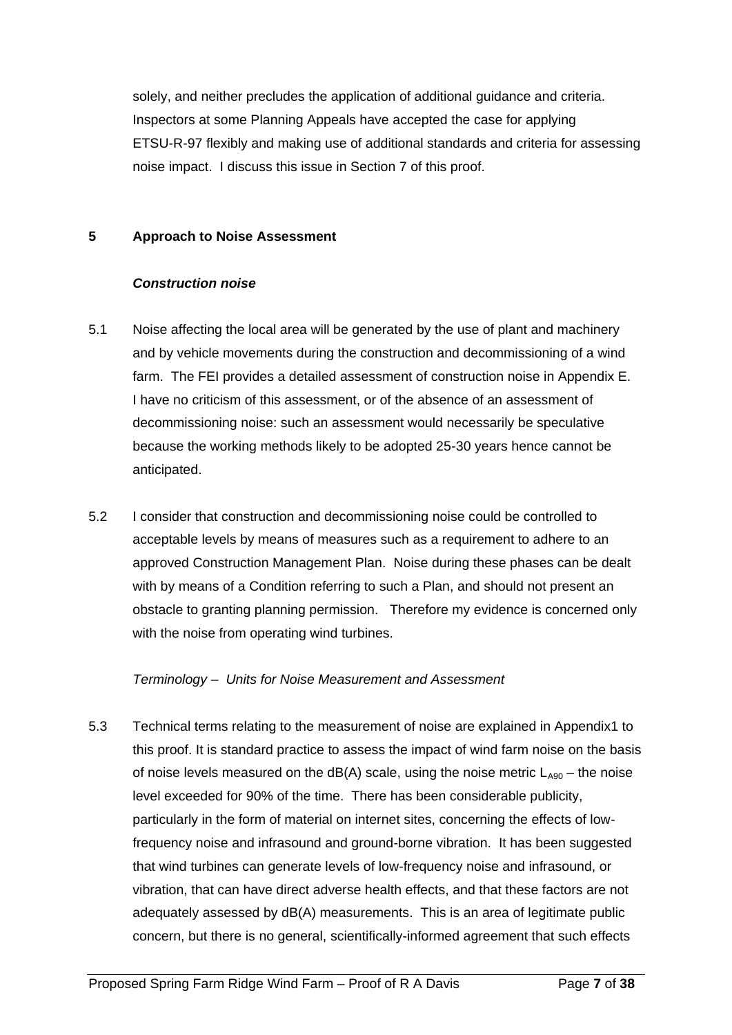solely, and neither precludes the application of additional guidance and criteria. Inspectors at some Planning Appeals have accepted the case for applying ETSU-R-97 flexibly and making use of additional standards and criteria for assessing noise impact. I discuss this issue in Section 7 of this proof.

## 5 Approach to Noise Assessment

***Construction noise***

5.1 Noise affecting the local area will be generated by the use of plant and machinery and by vehicle movements during the construction and decommissioning of a wind farm. The FEI provides a detailed assessment of construction noise in Appendix E. I have no criticism of this assessment, or of the absence of an assessment of decommissioning noise: such an assessment would necessarily be speculative because the working methods likely to be adopted 25-30 years hence cannot be anticipated.

5.2 I consider that construction and decommissioning noise could be controlled to acceptable levels by means of measures such as a requirement to adhere to an approved Construction Management Plan. Noise during these phases can be dealt with by means of a Condition referring to such a Plan, and should not present an obstacle to granting planning permission. Therefore my evidence is concerned only with the noise from operating wind turbines.

*Terminology – Units for Noise Measurement and Assessment*

5.3 Technical terms relating to the measurement of noise are explained in Appendix1 to this proof. It is standard practice to assess the impact of wind farm noise on the basis of noise levels measured on the dB(A) scale, using the noise metric $L_{A90}$ – the noise level exceeded for 90% of the time. There has been considerable publicity, particularly in the form of material on internet sites, concerning the effects of low-frequency noise and infrasound and ground-borne vibration. It has been suggested that wind turbines can generate levels of low-frequency noise and infrasound, or vibration, that can have direct adverse health effects, and that these factors are not adequately assessed by dB(A) measurements. This is an area of legitimate public concern, but there is no general, scientifically-informed agreement that such effects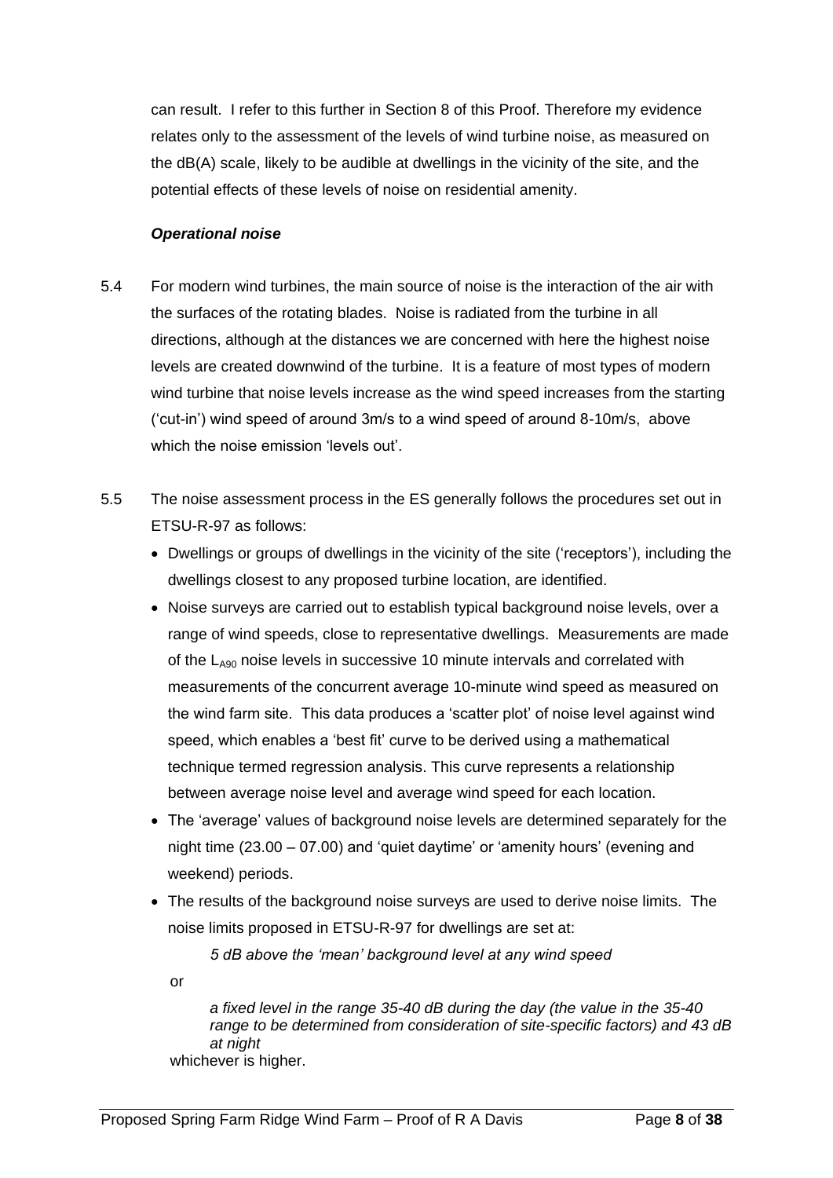can result. I refer to this further in Section 8 of this Proof. Therefore my evidence relates only to the assessment of the levels of wind turbine noise, as measured on the dB(A) scale, likely to be audible at dwellings in the vicinity of the site, and the potential effects of these levels of noise on residential amenity.

***Operational noise***

5.4 For modern wind turbines, the main source of noise is the interaction of the air with the surfaces of the rotating blades. Noise is radiated from the turbine in all directions, although at the distances we are concerned with here the highest noise levels are created downwind of the turbine. It is a feature of most types of modern wind turbine that noise levels increase as the wind speed increases from the starting ('cut-in') wind speed of around 3m/s to a wind speed of around 8-10m/s, above which the noise emission 'levels out'.

5.5 The noise assessment process in the ES generally follows the procedures set out in ETSU-R-97 as follows:

- Dwellings or groups of dwellings in the vicinity of the site ('receptors'), including the dwellings closest to any proposed turbine location, are identified.
- Noise surveys are carried out to establish typical background noise levels, over a range of wind speeds, close to representative dwellings. Measurements are made of the $L_{A90}$ noise levels in successive 10 minute intervals and correlated with measurements of the concurrent average 10-minute wind speed as measured on the wind farm site. This data produces a 'scatter plot' of noise level against wind speed, which enables a 'best fit' curve to be derived using a mathematical technique termed regression analysis. This curve represents a relationship between average noise level and average wind speed for each location.
- The 'average' values of background noise levels are determined separately for the night time (23.00 – 07.00) and 'quiet daytime' or 'amenity hours' (evening and weekend) periods.
- The results of the background noise surveys are used to derive noise limits. The noise limits proposed in ETSU-R-97 for dwellings are set at:

  *5 dB above the 'mean' background level at any wind speed*

  or

  *a fixed level in the range 35-40 dB during the day (the value in the 35-40 range to be determined from consideration of site-specific factors) and 43 dB at night*

  whichever is higher.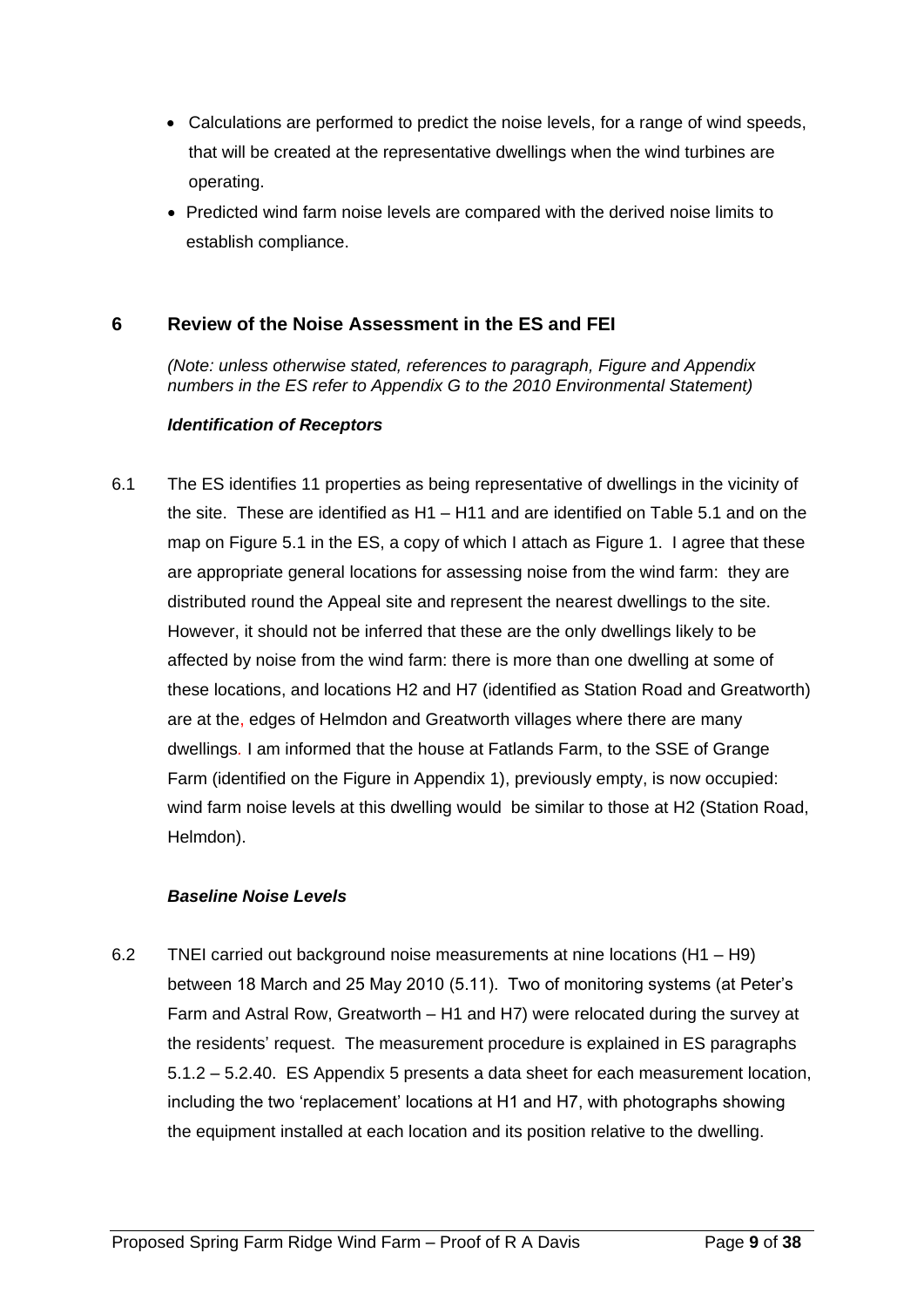- Calculations are performed to predict the noise levels, for a range of wind speeds, that will be created at the representative dwellings when the wind turbines are operating.
- Predicted wind farm noise levels are compared with the derived noise limits to establish compliance.

## 6 Review of the Noise Assessment in the ES and FEI

*(Note: unless otherwise stated, references to paragraph, Figure and Appendix numbers in the ES refer to Appendix G to the 2010 Environmental Statement)*

***Identification of Receptors***

6.1 The ES identifies 11 properties as being representative of dwellings in the vicinity of the site. These are identified as H1 – H11 and are identified on Table 5.1 and on the map on Figure 5.1 in the ES, a copy of which I attach as Figure 1. I agree that these are appropriate general locations for assessing noise from the wind farm: they are distributed round the Appeal site and represent the nearest dwellings to the site. However, it should not be inferred that these are the only dwellings likely to be affected by noise from the wind farm: there is more than one dwelling at some of these locations, and locations H2 and H7 (identified as Station Road and Greatworth) are at the, edges of Helmdon and Greatworth villages where there are many dwellings. I am informed that the house at Fatlands Farm, to the SSE of Grange Farm (identified on the Figure in Appendix 1), previously empty, is now occupied: wind farm noise levels at this dwelling would be similar to those at H2 (Station Road, Helmdon).

***Baseline Noise Levels***

6.2 TNEI carried out background noise measurements at nine locations (H1 – H9) between 18 March and 25 May 2010 (5.11). Two of monitoring systems (at Peter's Farm and Astral Row, Greatworth – H1 and H7) were relocated during the survey at the residents' request. The measurement procedure is explained in ES paragraphs 5.1.2 – 5.2.40. ES Appendix 5 presents a data sheet for each measurement location, including the two 'replacement' locations at H1 and H7, with photographs showing the equipment installed at each location and its position relative to the dwelling.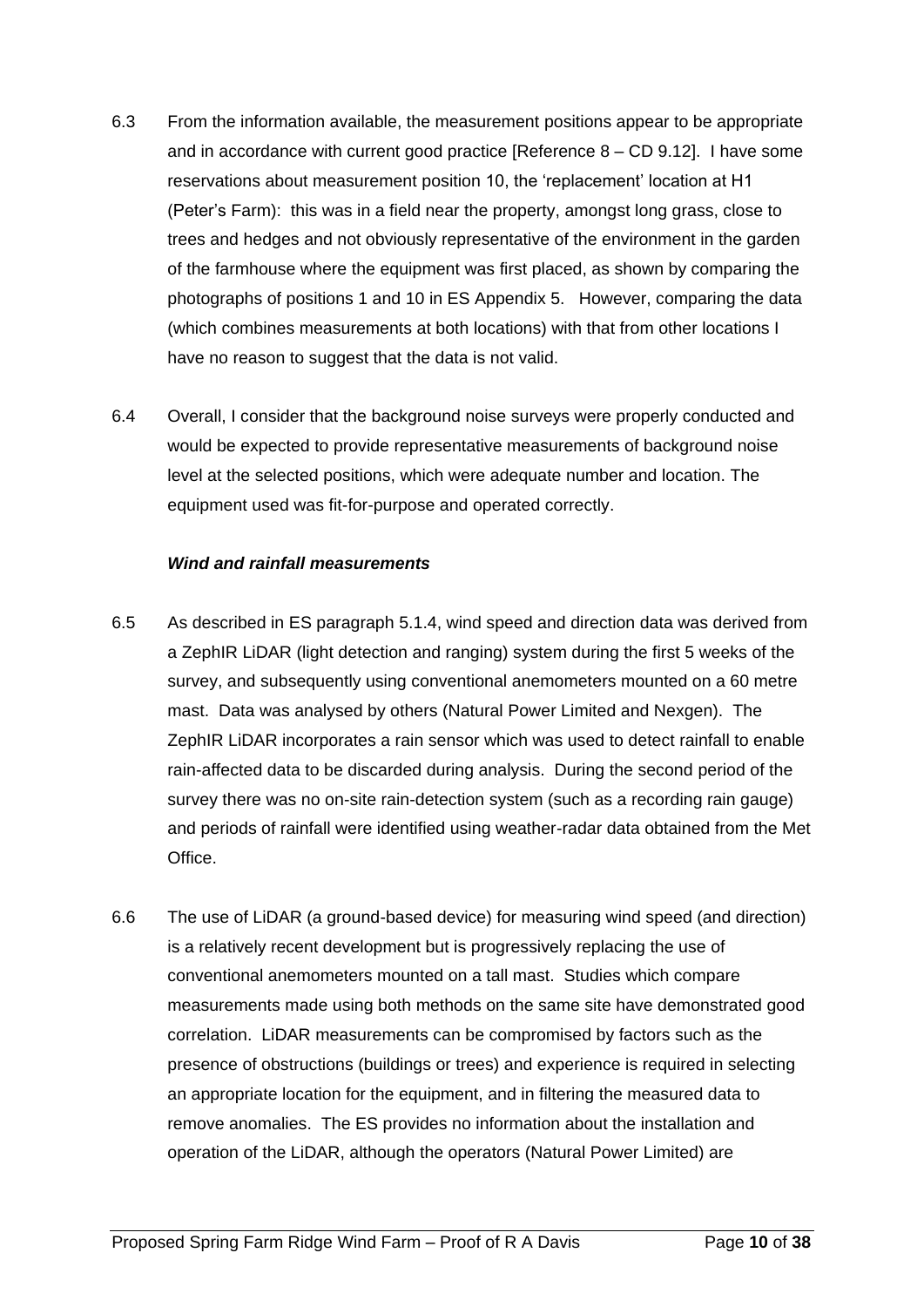6.3 From the information available, the measurement positions appear to be appropriate and in accordance with current good practice [Reference 8 – CD 9.12]. I have some reservations about measurement position 10, the 'replacement' location at H1 (Peter's Farm): this was in a field near the property, amongst long grass, close to trees and hedges and not obviously representative of the environment in the garden of the farmhouse where the equipment was first placed, as shown by comparing the photographs of positions 1 and 10 in ES Appendix 5. However, comparing the data (which combines measurements at both locations) with that from other locations I have no reason to suggest that the data is not valid.

6.4 Overall, I consider that the background noise surveys were properly conducted and would be expected to provide representative measurements of background noise level at the selected positions, which were adequate number and location. The equipment used was fit-for-purpose and operated correctly.

***Wind and rainfall measurements***

6.5 As described in ES paragraph 5.1.4, wind speed and direction data was derived from a ZephIR LiDAR (light detection and ranging) system during the first 5 weeks of the survey, and subsequently using conventional anemometers mounted on a 60 metre mast. Data was analysed by others (Natural Power Limited and Nexgen). The ZephIR LiDAR incorporates a rain sensor which was used to detect rainfall to enable rain-affected data to be discarded during analysis. During the second period of the survey there was no on-site rain-detection system (such as a recording rain gauge) and periods of rainfall were identified using weather-radar data obtained from the Met Office.

6.6 The use of LiDAR (a ground-based device) for measuring wind speed (and direction) is a relatively recent development but is progressively replacing the use of conventional anemometers mounted on a tall mast. Studies which compare measurements made using both methods on the same site have demonstrated good correlation. LiDAR measurements can be compromised by factors such as the presence of obstructions (buildings or trees) and experience is required in selecting an appropriate location for the equipment, and in filtering the measured data to remove anomalies. The ES provides no information about the installation and operation of the LiDAR, although the operators (Natural Power Limited) are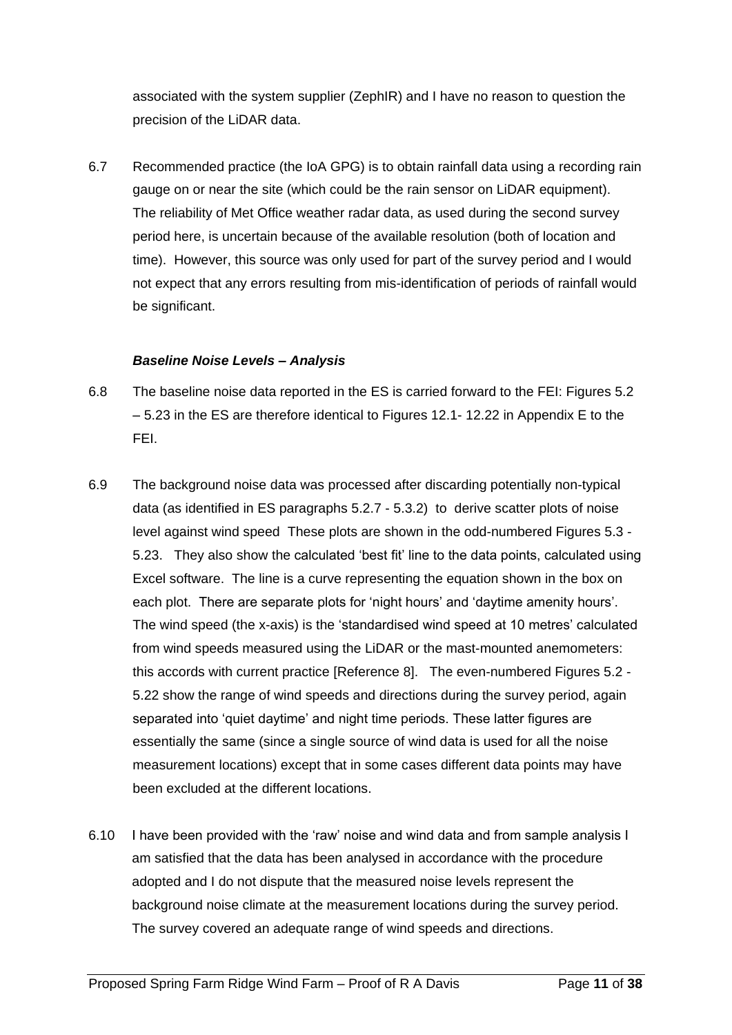associated with the system supplier (ZephIR) and I have no reason to question the precision of the LiDAR data.

6.7 Recommended practice (the IoA GPG) is to obtain rainfall data using a recording rain gauge on or near the site (which could be the rain sensor on LiDAR equipment). The reliability of Met Office weather radar data, as used during the second survey period here, is uncertain because of the available resolution (both of location and time). However, this source was only used for part of the survey period and I would not expect that any errors resulting from mis-identification of periods of rainfall would be significant.

***Baseline Noise Levels – Analysis***

6.8 The baseline noise data reported in the ES is carried forward to the FEI: Figures 5.2 – 5.23 in the ES are therefore identical to Figures 12.1- 12.22 in Appendix E to the FEI.

6.9 The background noise data was processed after discarding potentially non-typical data (as identified in ES paragraphs 5.2.7 - 5.3.2) to derive scatter plots of noise level against wind speed These plots are shown in the odd-numbered Figures 5.3 - 5.23. They also show the calculated 'best fit' line to the data points, calculated using Excel software. The line is a curve representing the equation shown in the box on each plot. There are separate plots for 'night hours' and 'daytime amenity hours'. The wind speed (the x-axis) is the 'standardised wind speed at 10 metres' calculated from wind speeds measured using the LiDAR or the mast-mounted anemometers: this accords with current practice [Reference 8]. The even-numbered Figures 5.2 - 5.22 show the range of wind speeds and directions during the survey period, again separated into 'quiet daytime' and night time periods. These latter figures are essentially the same (since a single source of wind data is used for all the noise measurement locations) except that in some cases different data points may have been excluded at the different locations.

6.10 I have been provided with the 'raw' noise and wind data and from sample analysis I am satisfied that the data has been analysed in accordance with the procedure adopted and I do not dispute that the measured noise levels represent the background noise climate at the measurement locations during the survey period. The survey covered an adequate range of wind speeds and directions.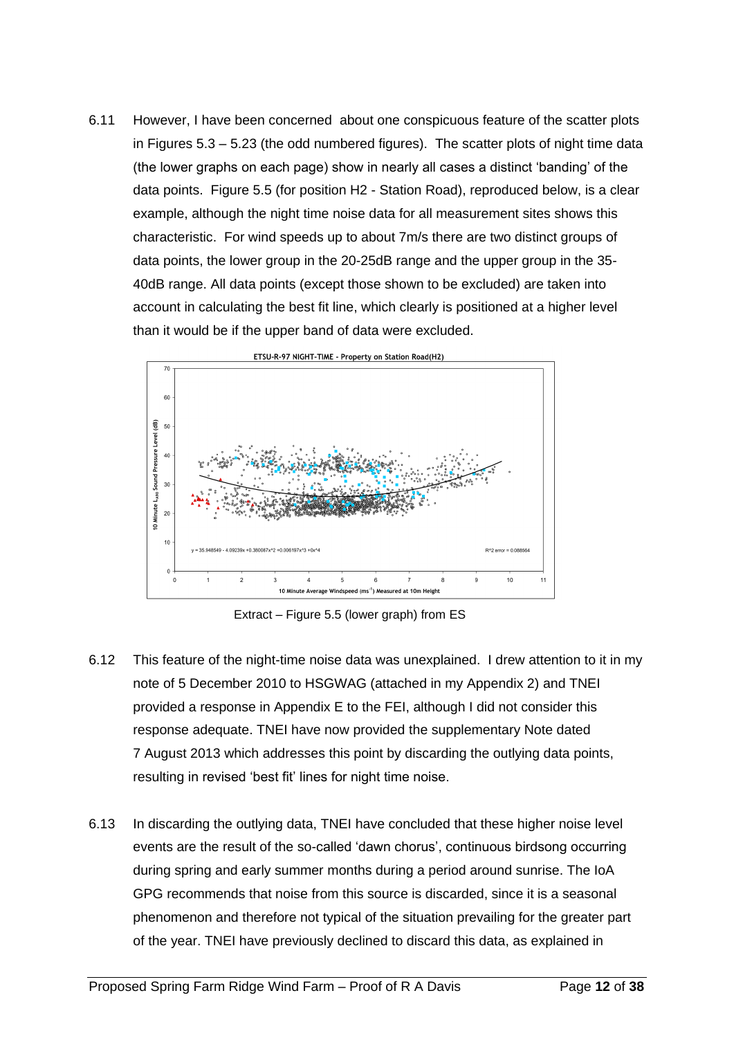6.11 However, I have been concerned about one conspicuous feature of the scatter plots in Figures 5.3 – 5.23 (the odd numbered figures). The scatter plots of night time data (the lower graphs on each page) show in nearly all cases a distinct 'banding' of the data points. Figure 5.5 (for position H2 - Station Road), reproduced below, is a clear example, although the night time noise data for all measurement sites shows this characteristic. For wind speeds up to about 7m/s there are two distinct groups of data points, the lower group in the 20-25dB range and the upper group in the 35-40dB range. All data points (except those shown to be excluded) are taken into account in calculating the best fit line, which clearly is positioned at a higher level than it would be if the upper band of data were excluded.

Extract – Figure 5.5 (lower graph) from ES

6.12 This feature of the night-time noise data was unexplained. I drew attention to it in my note of 5 December 2010 to HSGWAG (attached in my Appendix 2) and TNEI provided a response in Appendix E to the FEI, although I did not consider this response adequate. TNEI have now provided the supplementary Note dated 7 August 2013 which addresses this point by discarding the outlying data points, resulting in revised 'best fit' lines for night time noise.

6.13 In discarding the outlying data, TNEI have concluded that these higher noise level events are the result of the so-called 'dawn chorus', continuous birdsong occurring during spring and early summer months during a period around sunrise. The IoA GPG recommends that noise from this source is discarded, since it is a seasonal phenomenon and therefore not typical of the situation prevailing for the greater part of the year. TNEI have previously declined to discard this data, as explained in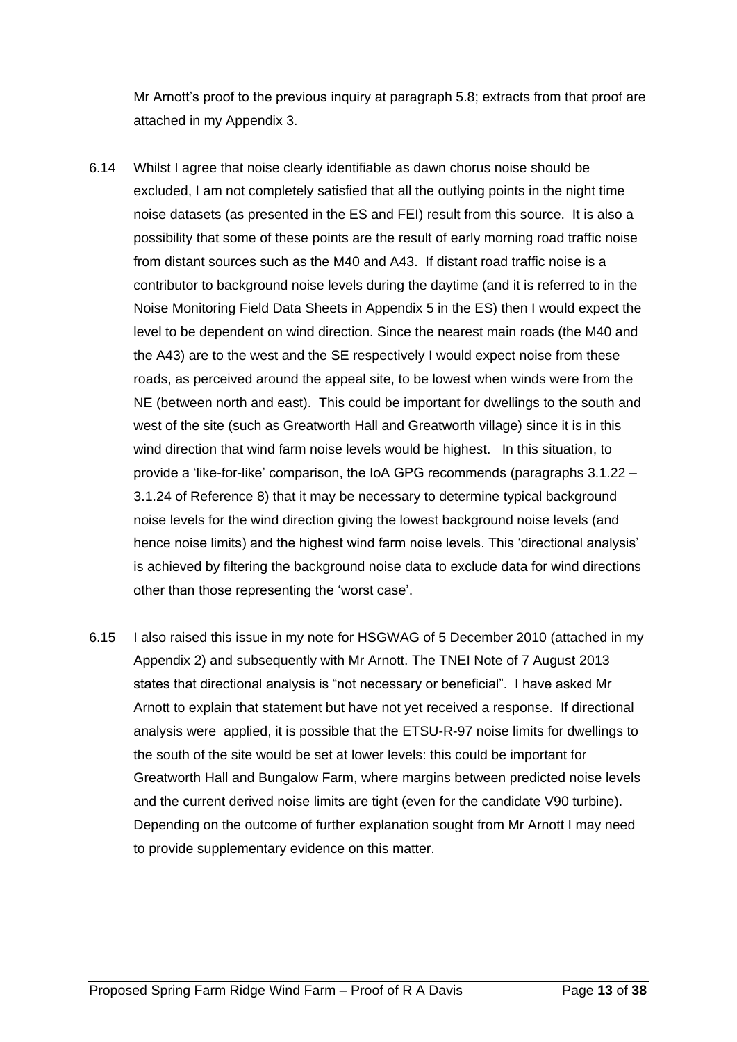Mr Arnott's proof to the previous inquiry at paragraph 5.8; extracts from that proof are attached in my Appendix 3.

6.14 Whilst I agree that noise clearly identifiable as dawn chorus noise should be excluded, I am not completely satisfied that all the outlying points in the night time noise datasets (as presented in the ES and FEI) result from this source. It is also a possibility that some of these points are the result of early morning road traffic noise from distant sources such as the M40 and A43. If distant road traffic noise is a contributor to background noise levels during the daytime (and it is referred to in the Noise Monitoring Field Data Sheets in Appendix 5 in the ES) then I would expect the level to be dependent on wind direction. Since the nearest main roads (the M40 and the A43) are to the west and the SE respectively I would expect noise from these roads, as perceived around the appeal site, to be lowest when winds were from the NE (between north and east). This could be important for dwellings to the south and west of the site (such as Greatworth Hall and Greatworth village) since it is in this wind direction that wind farm noise levels would be highest. In this situation, to provide a 'like-for-like' comparison, the IoA GPG recommends (paragraphs 3.1.22 – 3.1.24 of Reference 8) that it may be necessary to determine typical background noise levels for the wind direction giving the lowest background noise levels (and hence noise limits) and the highest wind farm noise levels. This 'directional analysis' is achieved by filtering the background noise data to exclude data for wind directions other than those representing the 'worst case'.

6.15 I also raised this issue in my note for HSGWAG of 5 December 2010 (attached in my Appendix 2) and subsequently with Mr Arnott. The TNEI Note of 7 August 2013 states that directional analysis is "not necessary or beneficial". I have asked Mr Arnott to explain that statement but have not yet received a response. If directional analysis were applied, it is possible that the ETSU-R-97 noise limits for dwellings to the south of the site would be set at lower levels: this could be important for Greatworth Hall and Bungalow Farm, where margins between predicted noise levels and the current derived noise limits are tight (even for the candidate V90 turbine). Depending on the outcome of further explanation sought from Mr Arnott I may need to provide supplementary evidence on this matter.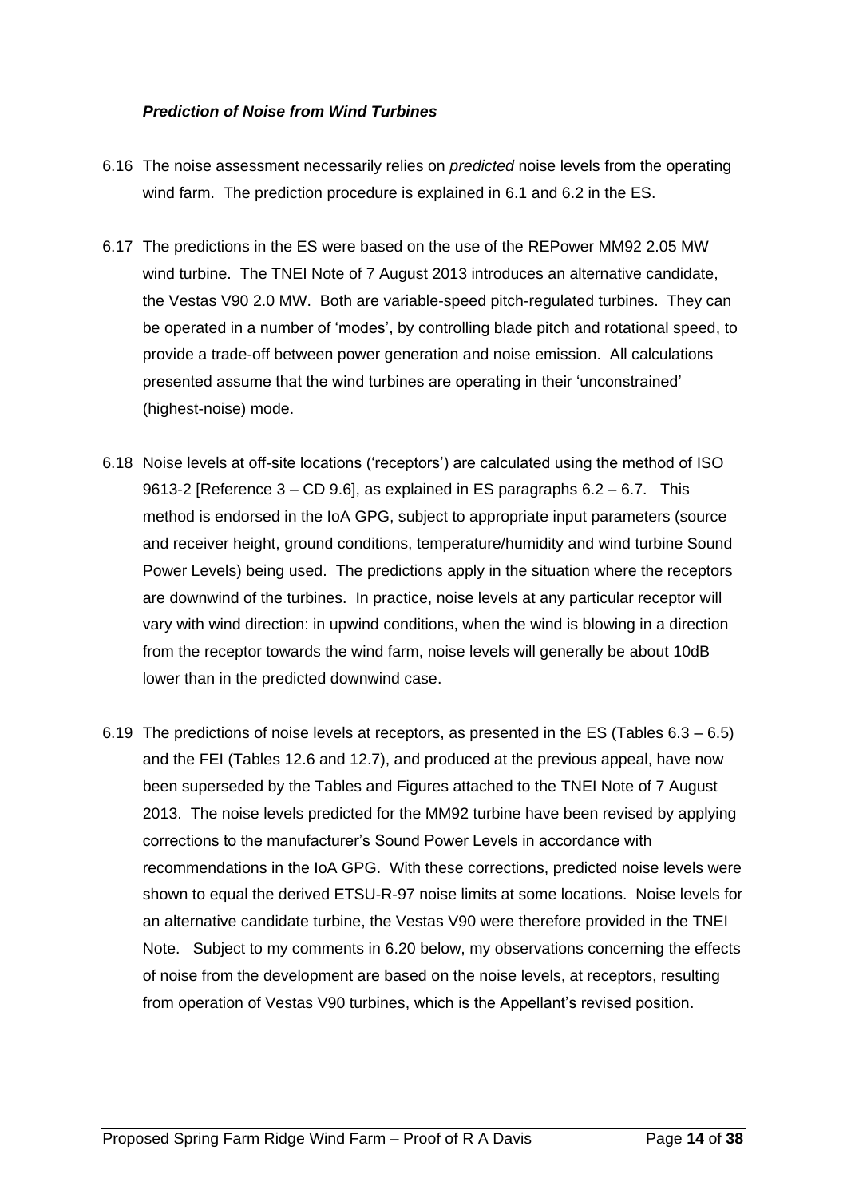***Prediction of Noise from Wind Turbines***

6.16 The noise assessment necessarily relies on *predicted* noise levels from the operating wind farm. The prediction procedure is explained in 6.1 and 6.2 in the ES.

6.17 The predictions in the ES were based on the use of the REPower MM92 2.05 MW wind turbine. The TNEI Note of 7 August 2013 introduces an alternative candidate, the Vestas V90 2.0 MW. Both are variable-speed pitch-regulated turbines. They can be operated in a number of 'modes', by controlling blade pitch and rotational speed, to provide a trade-off between power generation and noise emission. All calculations presented assume that the wind turbines are operating in their 'unconstrained' (highest-noise) mode.

6.18 Noise levels at off-site locations ('receptors') are calculated using the method of ISO 9613-2 [Reference 3 – CD 9.6], as explained in ES paragraphs 6.2 – 6.7. This method is endorsed in the IoA GPG, subject to appropriate input parameters (source and receiver height, ground conditions, temperature/humidity and wind turbine Sound Power Levels) being used. The predictions apply in the situation where the receptors are downwind of the turbines. In practice, noise levels at any particular receptor will vary with wind direction: in upwind conditions, when the wind is blowing in a direction from the receptor towards the wind farm, noise levels will generally be about 10dB lower than in the predicted downwind case.

6.19 The predictions of noise levels at receptors, as presented in the ES (Tables 6.3 – 6.5) and the FEI (Tables 12.6 and 12.7), and produced at the previous appeal, have now been superseded by the Tables and Figures attached to the TNEI Note of 7 August 2013. The noise levels predicted for the MM92 turbine have been revised by applying corrections to the manufacturer's Sound Power Levels in accordance with recommendations in the IoA GPG. With these corrections, predicted noise levels were shown to equal the derived ETSU-R-97 noise limits at some locations. Noise levels for an alternative candidate turbine, the Vestas V90 were therefore provided in the TNEI Note. Subject to my comments in 6.20 below, my observations concerning the effects of noise from the development are based on the noise levels, at receptors, resulting from operation of Vestas V90 turbines, which is the Appellant's revised position.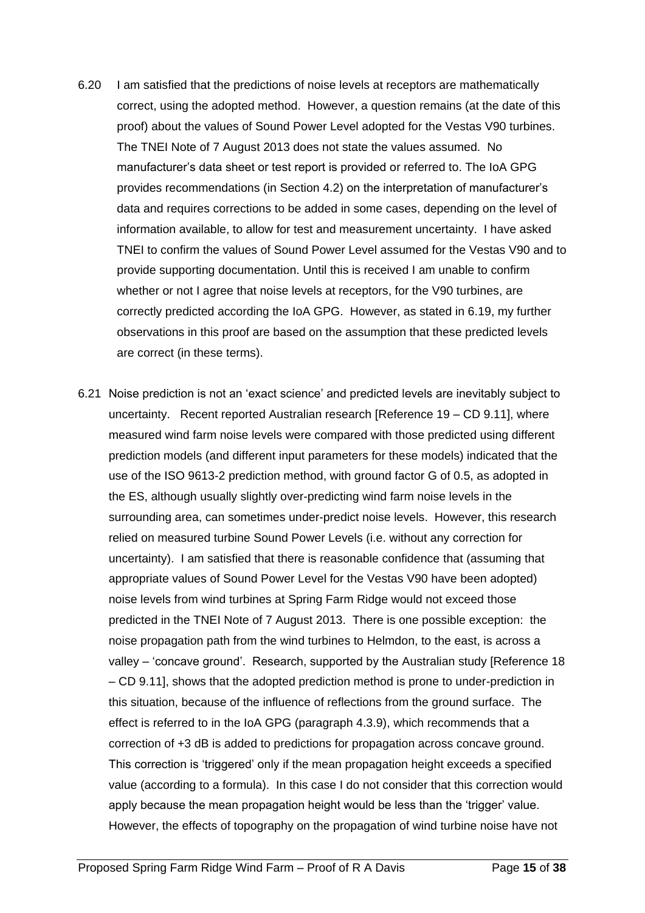6.20 I am satisfied that the predictions of noise levels at receptors are mathematically correct, using the adopted method. However, a question remains (at the date of this proof) about the values of Sound Power Level adopted for the Vestas V90 turbines. The TNEI Note of 7 August 2013 does not state the values assumed. No manufacturer's data sheet or test report is provided or referred to. The IoA GPG provides recommendations (in Section 4.2) on the interpretation of manufacturer's data and requires corrections to be added in some cases, depending on the level of information available, to allow for test and measurement uncertainty. I have asked TNEI to confirm the values of Sound Power Level assumed for the Vestas V90 and to provide supporting documentation. Until this is received I am unable to confirm whether or not I agree that noise levels at receptors, for the V90 turbines, are correctly predicted according the IoA GPG. However, as stated in 6.19, my further observations in this proof are based on the assumption that these predicted levels are correct (in these terms).

6.21 Noise prediction is not an 'exact science' and predicted levels are inevitably subject to uncertainty. Recent reported Australian research [Reference 19 – CD 9.11], where measured wind farm noise levels were compared with those predicted using different prediction models (and different input parameters for these models) indicated that the use of the ISO 9613-2 prediction method, with ground factor G of 0.5, as adopted in the ES, although usually slightly over-predicting wind farm noise levels in the surrounding area, can sometimes under-predict noise levels. However, this research relied on measured turbine Sound Power Levels (i.e. without any correction for uncertainty). I am satisfied that there is reasonable confidence that (assuming that appropriate values of Sound Power Level for the Vestas V90 have been adopted) noise levels from wind turbines at Spring Farm Ridge would not exceed those predicted in the TNEI Note of 7 August 2013. There is one possible exception: the noise propagation path from the wind turbines to Helmdon, to the east, is across a valley – 'concave ground'. Research, supported by the Australian study [Reference 18 – CD 9.11], shows that the adopted prediction method is prone to under-prediction in this situation, because of the influence of reflections from the ground surface. The effect is referred to in the IoA GPG (paragraph 4.3.9), which recommends that a correction of +3 dB is added to predictions for propagation across concave ground. This correction is 'triggered' only if the mean propagation height exceeds a specified value (according to a formula). In this case I do not consider that this correction would apply because the mean propagation height would be less than the 'trigger' value. However, the effects of topography on the propagation of wind turbine noise have not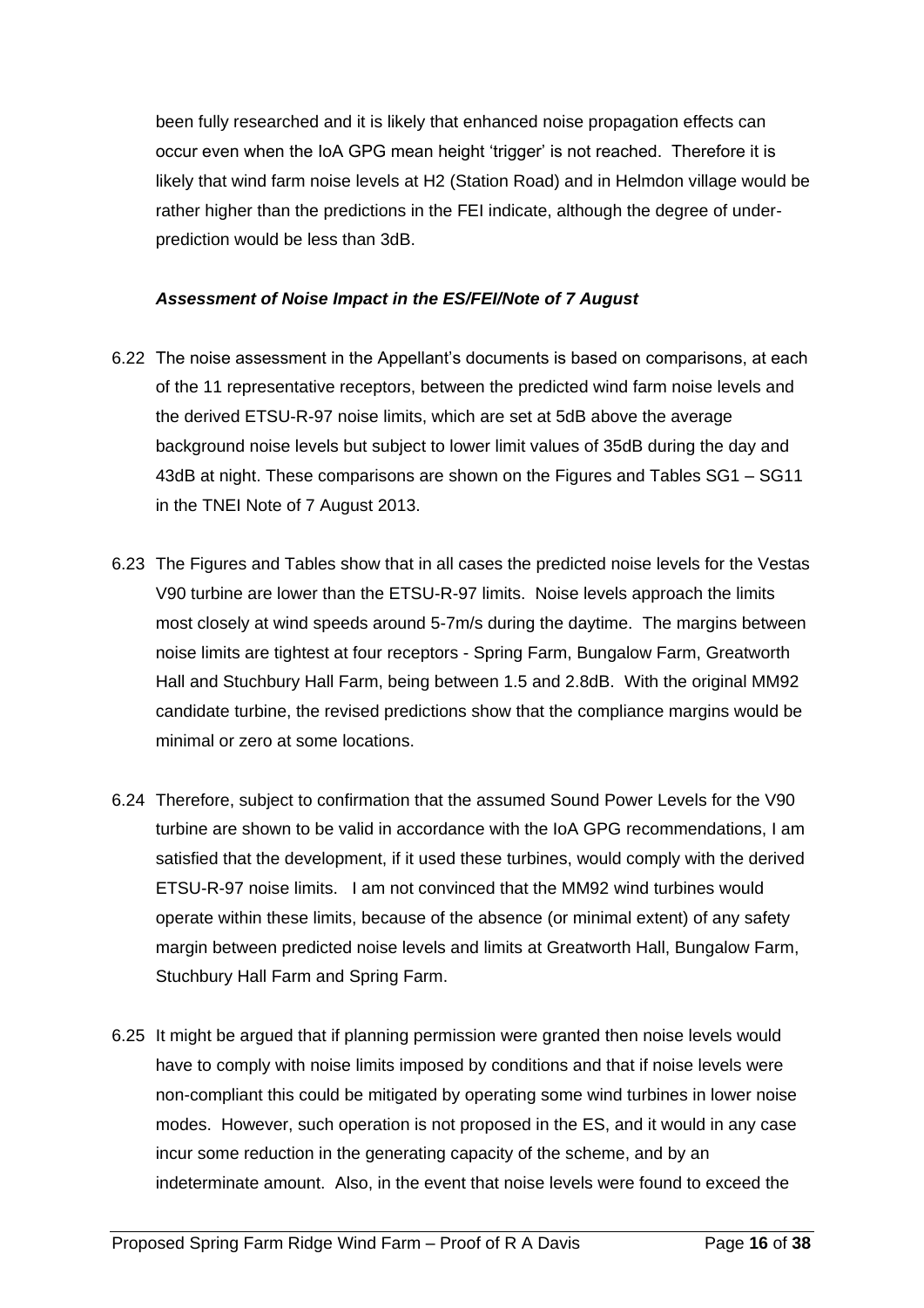been fully researched and it is likely that enhanced noise propagation effects can occur even when the IoA GPG mean height 'trigger' is not reached. Therefore it is likely that wind farm noise levels at H2 (Station Road) and in Helmdon village would be rather higher than the predictions in the FEI indicate, although the degree of under-prediction would be less than 3dB.

***Assessment of Noise Impact in the ES/FEI/Note of 7 August***

6.22 The noise assessment in the Appellant's documents is based on comparisons, at each of the 11 representative receptors, between the predicted wind farm noise levels and the derived ETSU-R-97 noise limits, which are set at 5dB above the average background noise levels but subject to lower limit values of 35dB during the day and 43dB at night. These comparisons are shown on the Figures and Tables SG1 – SG11 in the TNEI Note of 7 August 2013.

6.23 The Figures and Tables show that in all cases the predicted noise levels for the Vestas V90 turbine are lower than the ETSU-R-97 limits. Noise levels approach the limits most closely at wind speeds around 5-7m/s during the daytime. The margins between noise limits are tightest at four receptors - Spring Farm, Bungalow Farm, Greatworth Hall and Stuchbury Hall Farm, being between 1.5 and 2.8dB. With the original MM92 candidate turbine, the revised predictions show that the compliance margins would be minimal or zero at some locations.

6.24 Therefore, subject to confirmation that the assumed Sound Power Levels for the V90 turbine are shown to be valid in accordance with the IoA GPG recommendations, I am satisfied that the development, if it used these turbines, would comply with the derived ETSU-R-97 noise limits. I am not convinced that the MM92 wind turbines would operate within these limits, because of the absence (or minimal extent) of any safety margin between predicted noise levels and limits at Greatworth Hall, Bungalow Farm, Stuchbury Hall Farm and Spring Farm.

6.25 It might be argued that if planning permission were granted then noise levels would have to comply with noise limits imposed by conditions and that if noise levels were non-compliant this could be mitigated by operating some wind turbines in lower noise modes. However, such operation is not proposed in the ES, and it would in any case incur some reduction in the generating capacity of the scheme, and by an indeterminate amount. Also, in the event that noise levels were found to exceed the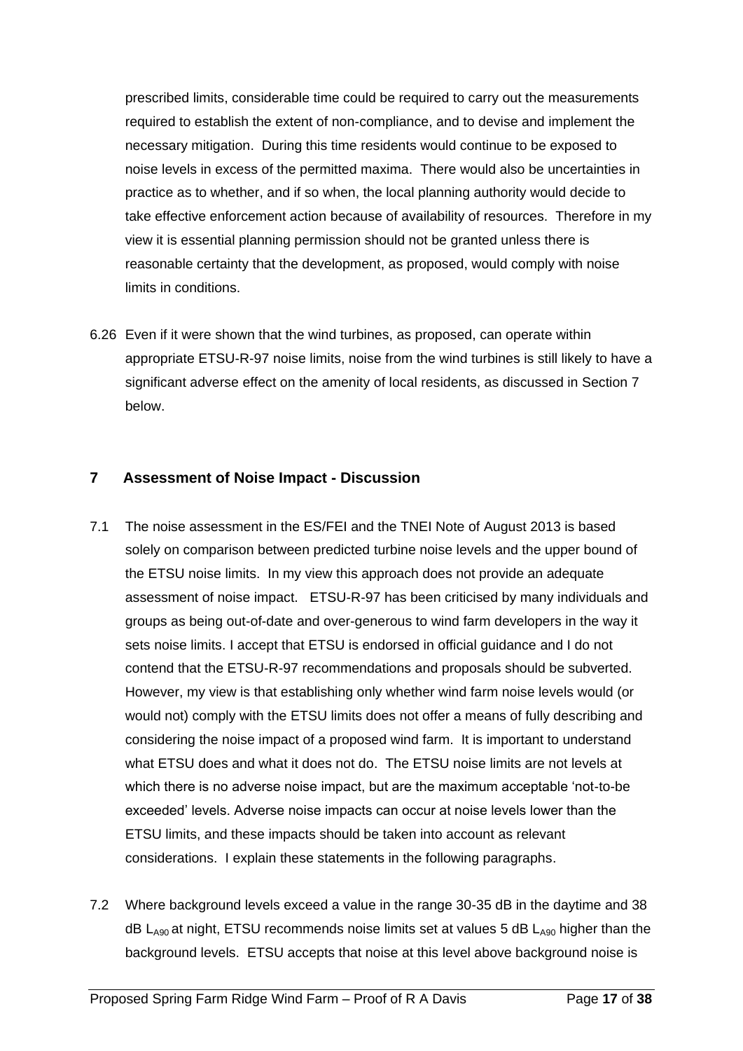prescribed limits, considerable time could be required to carry out the measurements required to establish the extent of non-compliance, and to devise and implement the necessary mitigation. During this time residents would continue to be exposed to noise levels in excess of the permitted maxima. There would also be uncertainties in practice as to whether, and if so when, the local planning authority would decide to take effective enforcement action because of availability of resources. Therefore in my view it is essential planning permission should not be granted unless there is reasonable certainty that the development, as proposed, would comply with noise limits in conditions.

6.26 Even if it were shown that the wind turbines, as proposed, can operate within appropriate ETSU-R-97 noise limits, noise from the wind turbines is still likely to have a significant adverse effect on the amenity of local residents, as discussed in Section 7 below.

## 7 Assessment of Noise Impact - Discussion

7.1 The noise assessment in the ES/FEI and the TNEI Note of August 2013 is based solely on comparison between predicted turbine noise levels and the upper bound of the ETSU noise limits. In my view this approach does not provide an adequate assessment of noise impact. ETSU-R-97 has been criticised by many individuals and groups as being out-of-date and over-generous to wind farm developers in the way it sets noise limits. I accept that ETSU is endorsed in official guidance and I do not contend that the ETSU-R-97 recommendations and proposals should be subverted. However, my view is that establishing only whether wind farm noise levels would (or would not) comply with the ETSU limits does not offer a means of fully describing and considering the noise impact of a proposed wind farm. It is important to understand what ETSU does and what it does not do. The ETSU noise limits are not levels at which there is no adverse noise impact, but are the maximum acceptable 'not-to-be exceeded' levels. Adverse noise impacts can occur at noise levels lower than the ETSU limits, and these impacts should be taken into account as relevant considerations. I explain these statements in the following paragraphs.

7.2 Where background levels exceed a value in the range 30-35 dB in the daytime and 38 dB $L_{A90}$ at night, ETSU recommends noise limits set at values 5 dB $L_{A90}$ higher than the background levels. ETSU accepts that noise at this level above background noise is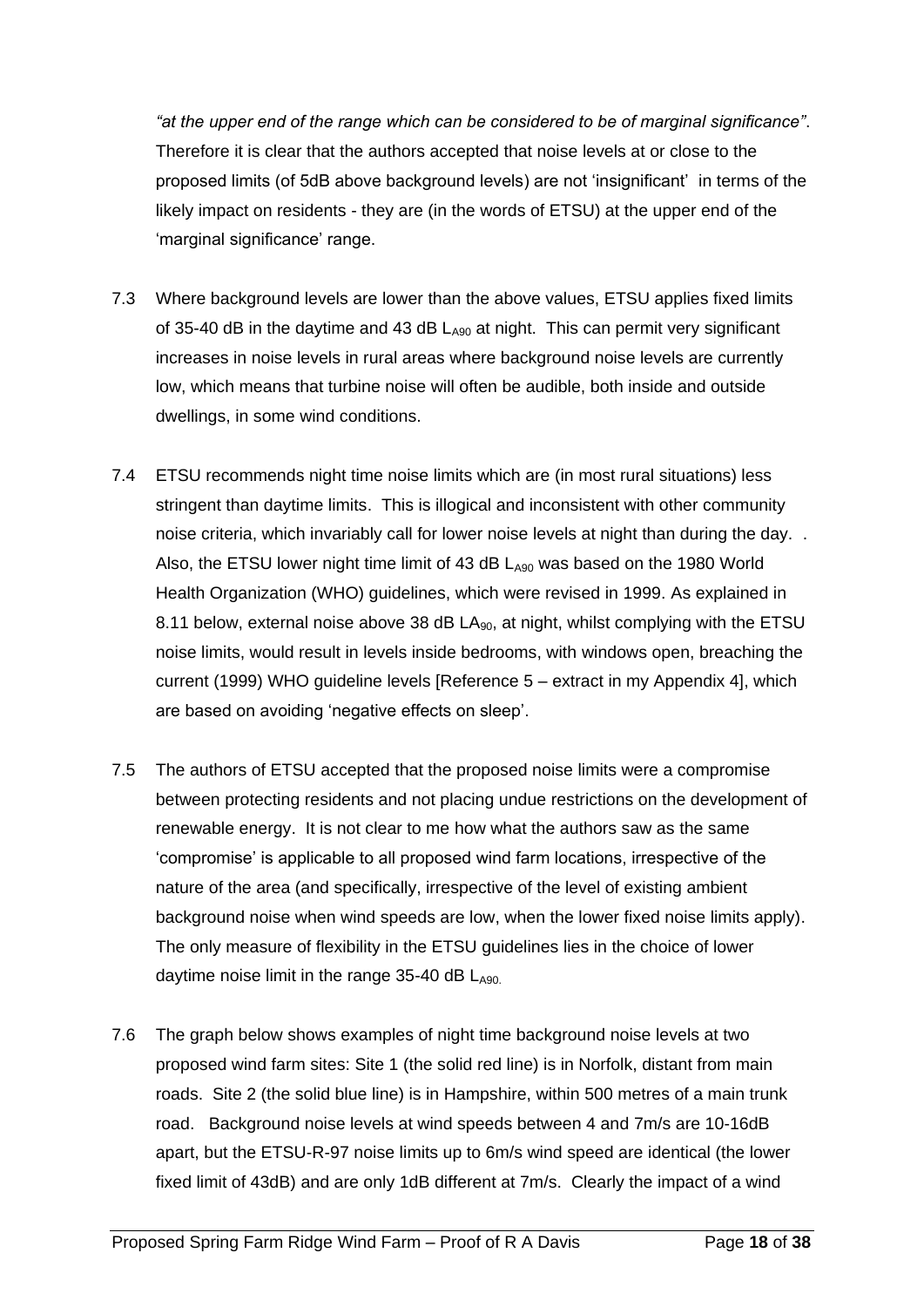*"at the upper end of the range which can be considered to be of marginal significance"*. Therefore it is clear that the authors accepted that noise levels at or close to the proposed limits (of 5dB above background levels) are not 'insignificant' in terms of the likely impact on residents - they are (in the words of ETSU) at the upper end of the 'marginal significance' range.

7.3 Where background levels are lower than the above values, ETSU applies fixed limits of 35-40 dB in the daytime and 43 dB $L_{A90}$ at night. This can permit very significant increases in noise levels in rural areas where background noise levels are currently low, which means that turbine noise will often be audible, both inside and outside dwellings, in some wind conditions.

7.4 ETSU recommends night time noise limits which are (in most rural situations) less stringent than daytime limits. This is illogical and inconsistent with other community noise criteria, which invariably call for lower noise levels at night than during the day. . Also, the ETSU lower night time limit of 43 dB $L_{A90}$ was based on the 1980 World Health Organization (WHO) guidelines, which were revised in 1999. As explained in 8.11 below, external noise above 38 dB $LA_{90}$, at night, whilst complying with the ETSU noise limits, would result in levels inside bedrooms, with windows open, breaching the current (1999) WHO guideline levels [Reference 5 – extract in my Appendix 4], which are based on avoiding 'negative effects on sleep'.

7.5 The authors of ETSU accepted that the proposed noise limits were a compromise between protecting residents and not placing undue restrictions on the development of renewable energy. It is not clear to me how what the authors saw as the same 'compromise' is applicable to all proposed wind farm locations, irrespective of the nature of the area (and specifically, irrespective of the level of existing ambient background noise when wind speeds are low, when the lower fixed noise limits apply). The only measure of flexibility in the ETSU guidelines lies in the choice of lower daytime noise limit in the range 35-40 dB $L_{A90.}$

7.6 The graph below shows examples of night time background noise levels at two proposed wind farm sites: Site 1 (the solid red line) is in Norfolk, distant from main roads. Site 2 (the solid blue line) is in Hampshire, within 500 metres of a main trunk road. Background noise levels at wind speeds between 4 and 7m/s are 10-16dB apart, but the ETSU-R-97 noise limits up to 6m/s wind speed are identical (the lower fixed limit of 43dB) and are only 1dB different at 7m/s. Clearly the impact of a wind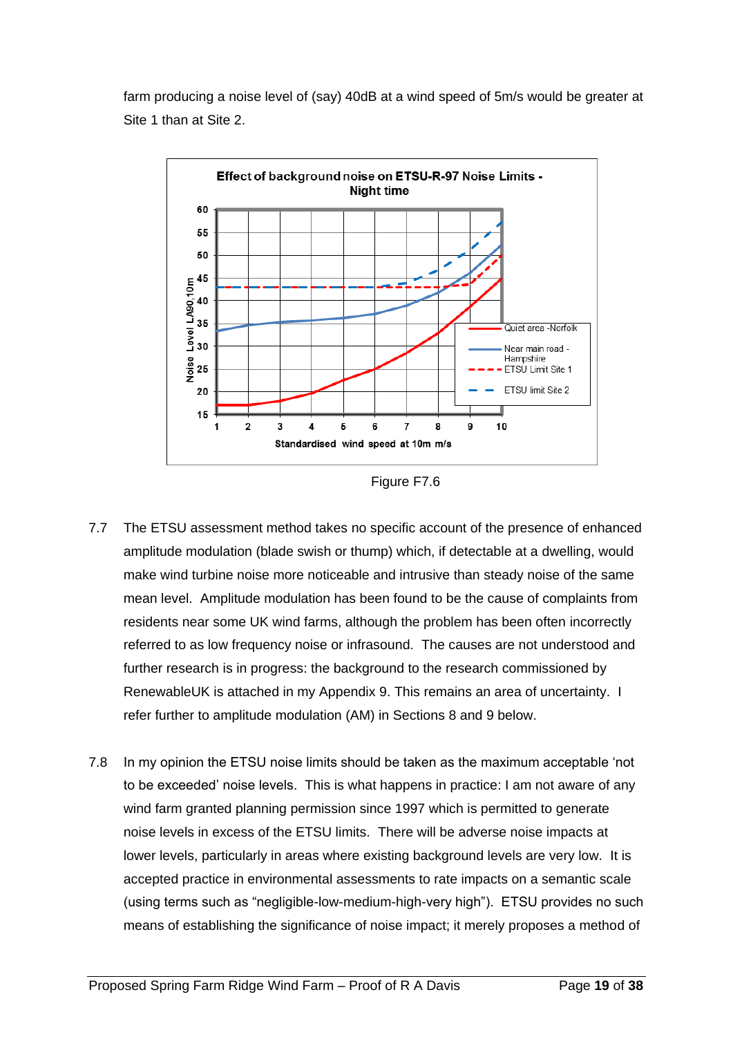farm producing a noise level of (say) 40dB at a wind speed of 5m/s would be greater at Site 1 than at Site 2.

Figure F7.6

7.7 The ETSU assessment method takes no specific account of the presence of enhanced amplitude modulation (blade swish or thump) which, if detectable at a dwelling, would make wind turbine noise more noticeable and intrusive than steady noise of the same mean level. Amplitude modulation has been found to be the cause of complaints from residents near some UK wind farms, although the problem has been often incorrectly referred to as low frequency noise or infrasound. The causes are not understood and further research is in progress: the background to the research commissioned by RenewableUK is attached in my Appendix 9. This remains an area of uncertainty. I refer further to amplitude modulation (AM) in Sections 8 and 9 below.

7.8 In my opinion the ETSU noise limits should be taken as the maximum acceptable 'not to be exceeded' noise levels. This is what happens in practice: I am not aware of any wind farm granted planning permission since 1997 which is permitted to generate noise levels in excess of the ETSU limits. There will be adverse noise impacts at lower levels, particularly in areas where existing background levels are very low. It is accepted practice in environmental assessments to rate impacts on a semantic scale (using terms such as "negligible-low-medium-high-very high"). ETSU provides no such means of establishing the significance of noise impact; it merely proposes a method of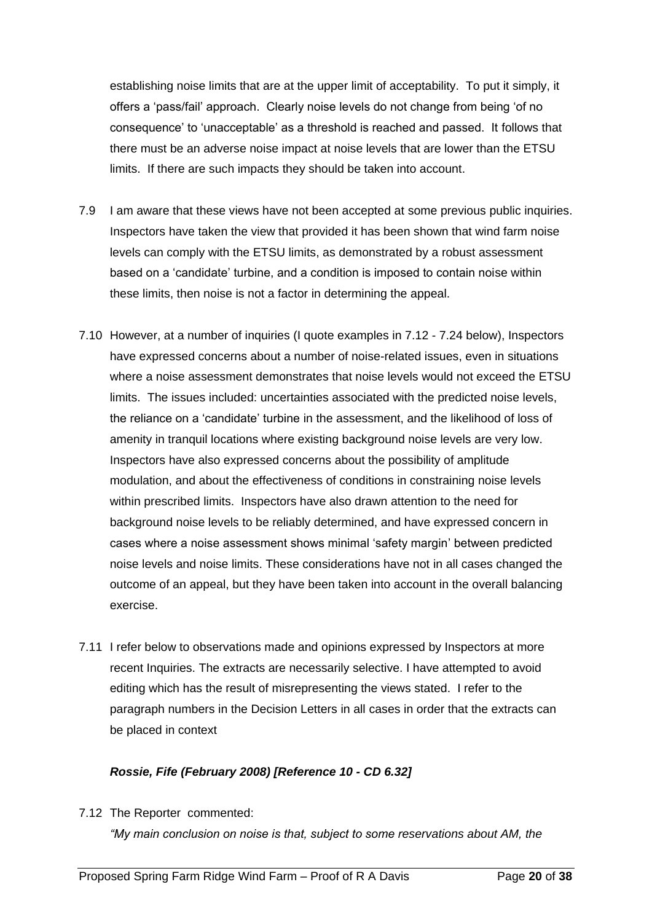establishing noise limits that are at the upper limit of acceptability. To put it simply, it offers a 'pass/fail' approach. Clearly noise levels do not change from being 'of no consequence' to 'unacceptable' as a threshold is reached and passed. It follows that there must be an adverse noise impact at noise levels that are lower than the ETSU limits. If there are such impacts they should be taken into account.

7.9 I am aware that these views have not been accepted at some previous public inquiries. Inspectors have taken the view that provided it has been shown that wind farm noise levels can comply with the ETSU limits, as demonstrated by a robust assessment based on a 'candidate' turbine, and a condition is imposed to contain noise within these limits, then noise is not a factor in determining the appeal.

7.10 However, at a number of inquiries (I quote examples in 7.12 - 7.24 below), Inspectors have expressed concerns about a number of noise-related issues, even in situations where a noise assessment demonstrates that noise levels would not exceed the ETSU limits. The issues included: uncertainties associated with the predicted noise levels, the reliance on a 'candidate' turbine in the assessment, and the likelihood of loss of amenity in tranquil locations where existing background noise levels are very low. Inspectors have also expressed concerns about the possibility of amplitude modulation, and about the effectiveness of conditions in constraining noise levels within prescribed limits. Inspectors have also drawn attention to the need for background noise levels to be reliably determined, and have expressed concern in cases where a noise assessment shows minimal 'safety margin' between predicted noise levels and noise limits. These considerations have not in all cases changed the outcome of an appeal, but they have been taken into account in the overall balancing exercise.

7.11 I refer below to observations made and opinions expressed by Inspectors at more recent Inquiries. The extracts are necessarily selective. I have attempted to avoid editing which has the result of misrepresenting the views stated. I refer to the paragraph numbers in the Decision Letters in all cases in order that the extracts can be placed in context

***Rossie, Fife (February 2008) [Reference 10 - CD 6.32]***

7.12 The Reporter commented:

*"My main conclusion on noise is that, subject to some reservations about AM, the*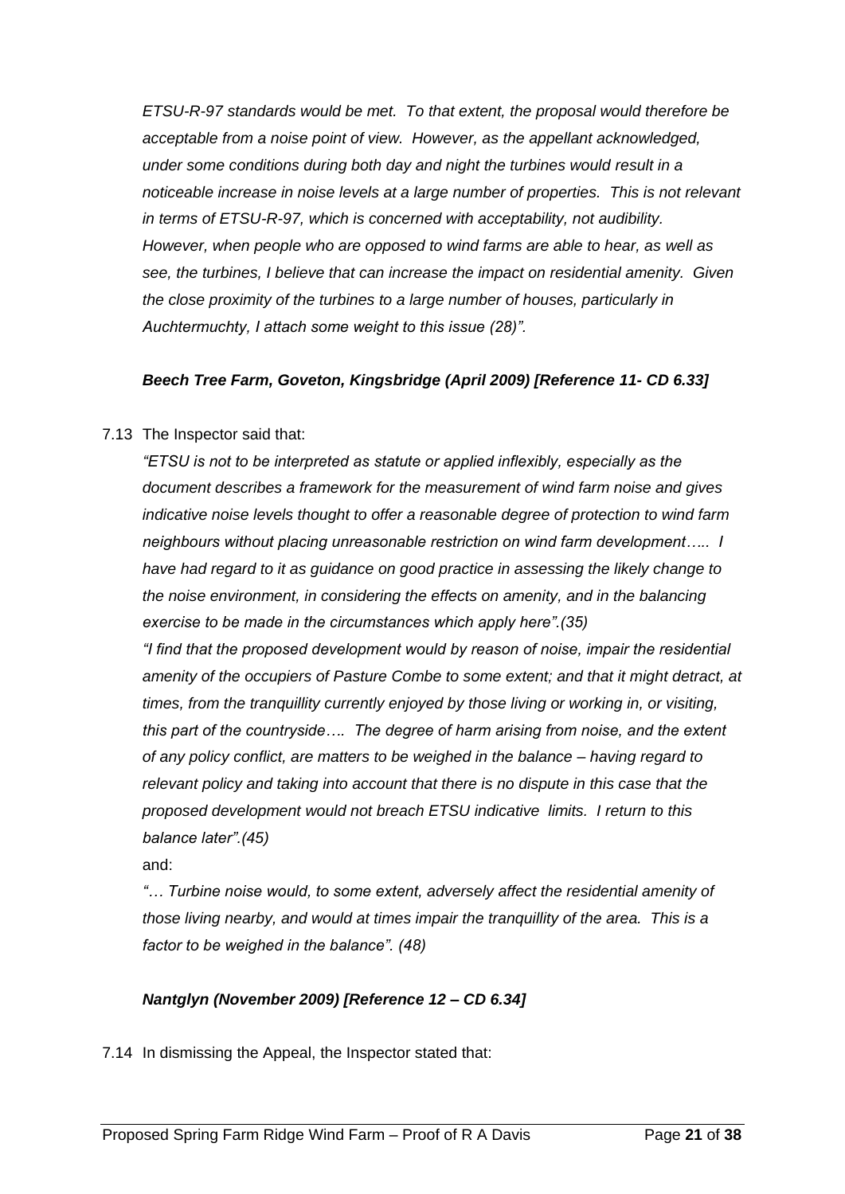*ETSU-R-97 standards would be met. To that extent, the proposal would therefore be acceptable from a noise point of view. However, as the appellant acknowledged, under some conditions during both day and night the turbines would result in a noticeable increase in noise levels at a large number of properties. This is not relevant in terms of ETSU-R-97, which is concerned with acceptability, not audibility. However, when people who are opposed to wind farms are able to hear, as well as see, the turbines, I believe that can increase the impact on residential amenity. Given the close proximity of the turbines to a large number of houses, particularly in Auchtermuchty, I attach some weight to this issue (28)".*

***Beech Tree Farm, Goveton, Kingsbridge (April 2009) [Reference 11- CD 6.33]***

7.13 The Inspector said that:

*"ETSU is not to be interpreted as statute or applied inflexibly, especially as the document describes a framework for the measurement of wind farm noise and gives indicative noise levels thought to offer a reasonable degree of protection to wind farm neighbours without placing unreasonable restriction on wind farm development….. I have had regard to it as guidance on good practice in assessing the likely change to the noise environment, in considering the effects on amenity, and in the balancing exercise to be made in the circumstances which apply here".(35)*

*"I find that the proposed development would by reason of noise, impair the residential amenity of the occupiers of Pasture Combe to some extent; and that it might detract, at times, from the tranquillity currently enjoyed by those living or working in, or visiting, this part of the countryside…. The degree of harm arising from noise, and the extent of any policy conflict, are matters to be weighed in the balance – having regard to relevant policy and taking into account that there is no dispute in this case that the proposed development would not breach ETSU indicative limits. I return to this balance later".(45)*

and:

*"… Turbine noise would, to some extent, adversely affect the residential amenity of those living nearby, and would at times impair the tranquillity of the area. This is a factor to be weighed in the balance". (48)*

***Nantglyn (November 2009) [Reference 12 – CD 6.34]***

7.14 In dismissing the Appeal, the Inspector stated that: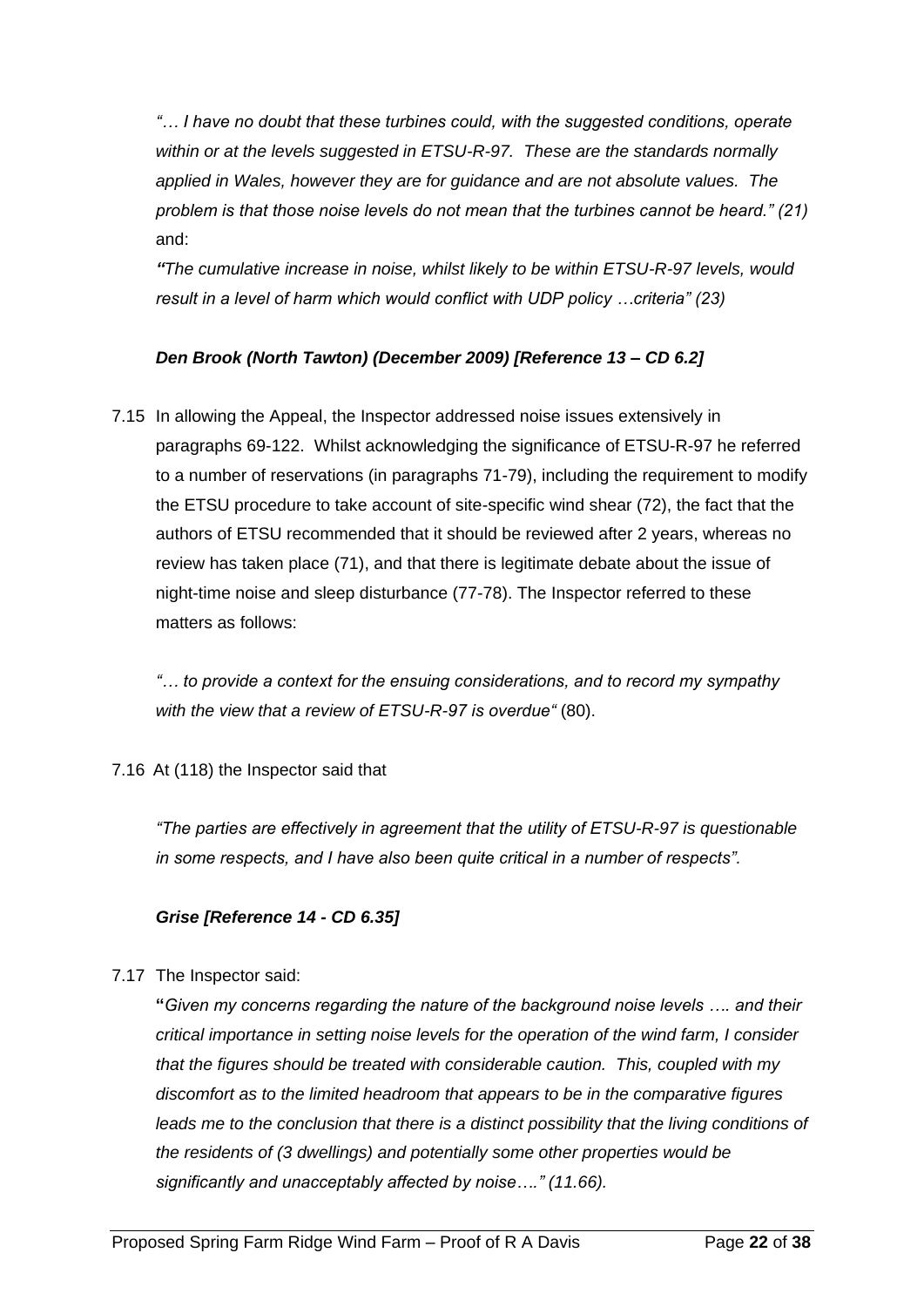*"… I have no doubt that these turbines could, with the suggested conditions, operate within or at the levels suggested in ETSU-R-97. These are the standards normally applied in Wales, however they are for guidance and are not absolute values. The problem is that those noise levels do not mean that the turbines cannot be heard." (21)* and:

*"The cumulative increase in noise, whilst likely to be within ETSU-R-97 levels, would result in a level of harm which would conflict with UDP policy …criteria" (23)*

***Den Brook (North Tawton) (December 2009) [Reference 13 – CD 6.2]***

7.15 In allowing the Appeal, the Inspector addressed noise issues extensively in paragraphs 69-122. Whilst acknowledging the significance of ETSU-R-97 he referred to a number of reservations (in paragraphs 71-79), including the requirement to modify the ETSU procedure to take account of site-specific wind shear (72), the fact that the authors of ETSU recommended that it should be reviewed after 2 years, whereas no review has taken place (71), and that there is legitimate debate about the issue of night-time noise and sleep disturbance (77-78). The Inspector referred to these matters as follows:

*"… to provide a context for the ensuing considerations, and to record my sympathy with the view that a review of ETSU-R-97 is overdue"* (80).

7.16 At (118) the Inspector said that

*"The parties are effectively in agreement that the utility of ETSU-R-97 is questionable in some respects, and I have also been quite critical in a number of respects".*

***Grise [Reference 14 - CD 6.35]***

7.17 The Inspector said:

**"***Given my concerns regarding the nature of the background noise levels …. and their critical importance in setting noise levels for the operation of the wind farm, I consider that the figures should be treated with considerable caution. This, coupled with my discomfort as to the limited headroom that appears to be in the comparative figures leads me to the conclusion that there is a distinct possibility that the living conditions of the residents of (3 dwellings) and potentially some other properties would be significantly and unacceptably affected by noise…." (11.66).*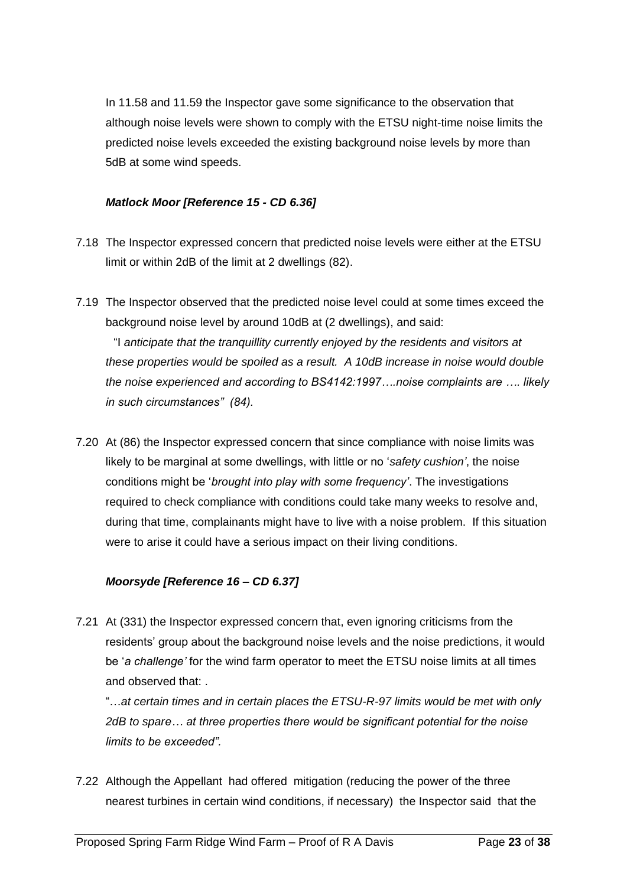In 11.58 and 11.59 the Inspector gave some significance to the observation that although noise levels were shown to comply with the ETSU night-time noise limits the predicted noise levels exceeded the existing background noise levels by more than 5dB at some wind speeds.

***Matlock Moor [Reference 15 - CD 6.36]***

7.18 The Inspector expressed concern that predicted noise levels were either at the ETSU limit or within 2dB of the limit at 2 dwellings (82).

7.19 The Inspector observed that the predicted noise level could at some times exceed the background noise level by around 10dB at (2 dwellings), and said:

"I *anticipate that the tranquillity currently enjoyed by the residents and visitors at these properties would be spoiled as a result. A 10dB increase in noise would double the noise experienced and according to BS4142:1997….noise complaints are …. likely in such circumstances" (84).*

7.20 At (86) the Inspector expressed concern that since compliance with noise limits was likely to be marginal at some dwellings, with little or no '*safety cushion'*, the noise conditions might be '*brought into play with some frequency'*. The investigations required to check compliance with conditions could take many weeks to resolve and, during that time, complainants might have to live with a noise problem. If this situation were to arise it could have a serious impact on their living conditions.

***Moorsyde [Reference 16 – CD 6.37]***

7.21 At (331) the Inspector expressed concern that, even ignoring criticisms from the residents' group about the background noise levels and the noise predictions, it would be '*a challenge'* for the wind farm operator to meet the ETSU noise limits at all times and observed that: .

"…*at certain times and in certain places the ETSU-R-97 limits would be met with only 2dB to spare… at three properties there would be significant potential for the noise limits to be exceeded".*

7.22 Although the Appellant had offered mitigation (reducing the power of the three nearest turbines in certain wind conditions, if necessary) the Inspector said that the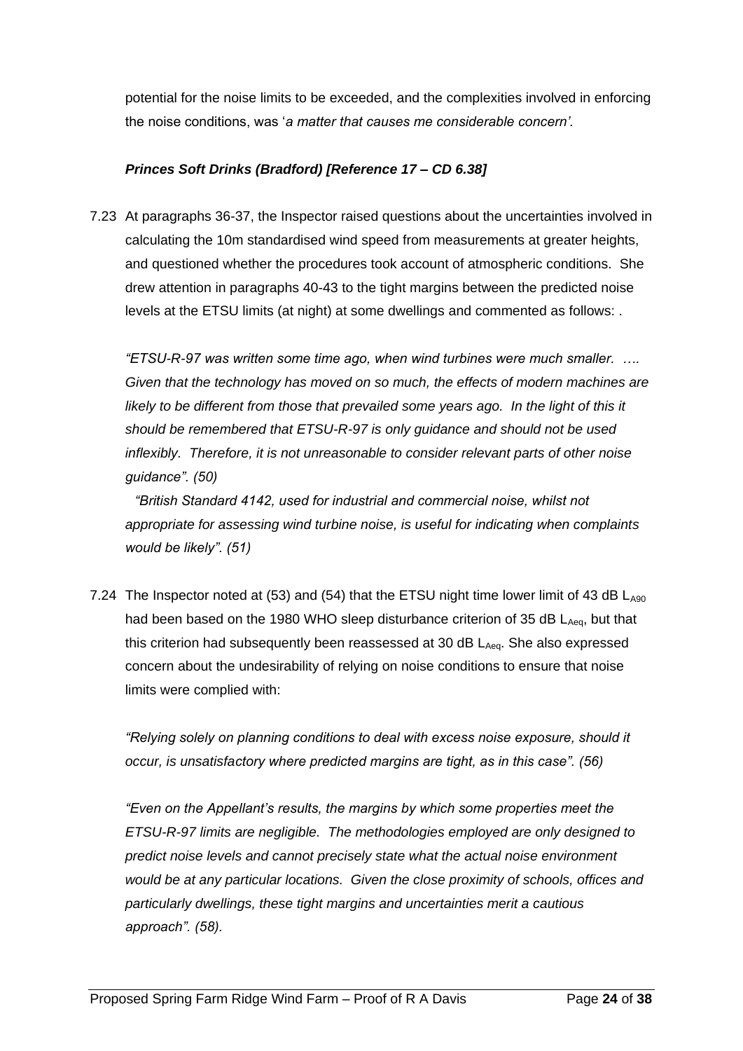potential for the noise limits to be exceeded, and the complexities involved in enforcing the noise conditions, was '*a matter that causes me considerable concern'*.

***Princes Soft Drinks (Bradford) [Reference 17 – CD 6.38]***

7.23 At paragraphs 36-37, the Inspector raised questions about the uncertainties involved in calculating the 10m standardised wind speed from measurements at greater heights, and questioned whether the procedures took account of atmospheric conditions. She drew attention in paragraphs 40-43 to the tight margins between the predicted noise levels at the ETSU limits (at night) at some dwellings and commented as follows: .

*"ETSU-R-97 was written some time ago, when wind turbines were much smaller. …. Given that the technology has moved on so much, the effects of modern machines are likely to be different from those that prevailed some years ago. In the light of this it should be remembered that ETSU-R-97 is only guidance and should not be used inflexibly. Therefore, it is not unreasonable to consider relevant parts of other noise guidance". (50)*

*"British Standard 4142, used for industrial and commercial noise, whilst not appropriate for assessing wind turbine noise, is useful for indicating when complaints would be likely". (51)*

7.24 The Inspector noted at (53) and (54) that the ETSU night time lower limit of 43 dB $L_{A90}$ had been based on the 1980 WHO sleep disturbance criterion of 35 dB $L_{Aeq}$, but that this criterion had subsequently been reassessed at 30 dB $L_{Aeq}$. She also expressed concern about the undesirability of relying on noise conditions to ensure that noise limits were complied with:

*"Relying solely on planning conditions to deal with excess noise exposure, should it occur, is unsatisfactory where predicted margins are tight, as in this case". (56)*

*"Even on the Appellant's results, the margins by which some properties meet the ETSU-R-97 limits are negligible. The methodologies employed are only designed to predict noise levels and cannot precisely state what the actual noise environment would be at any particular locations. Given the close proximity of schools, offices and particularly dwellings, these tight margins and uncertainties merit a cautious approach". (58).*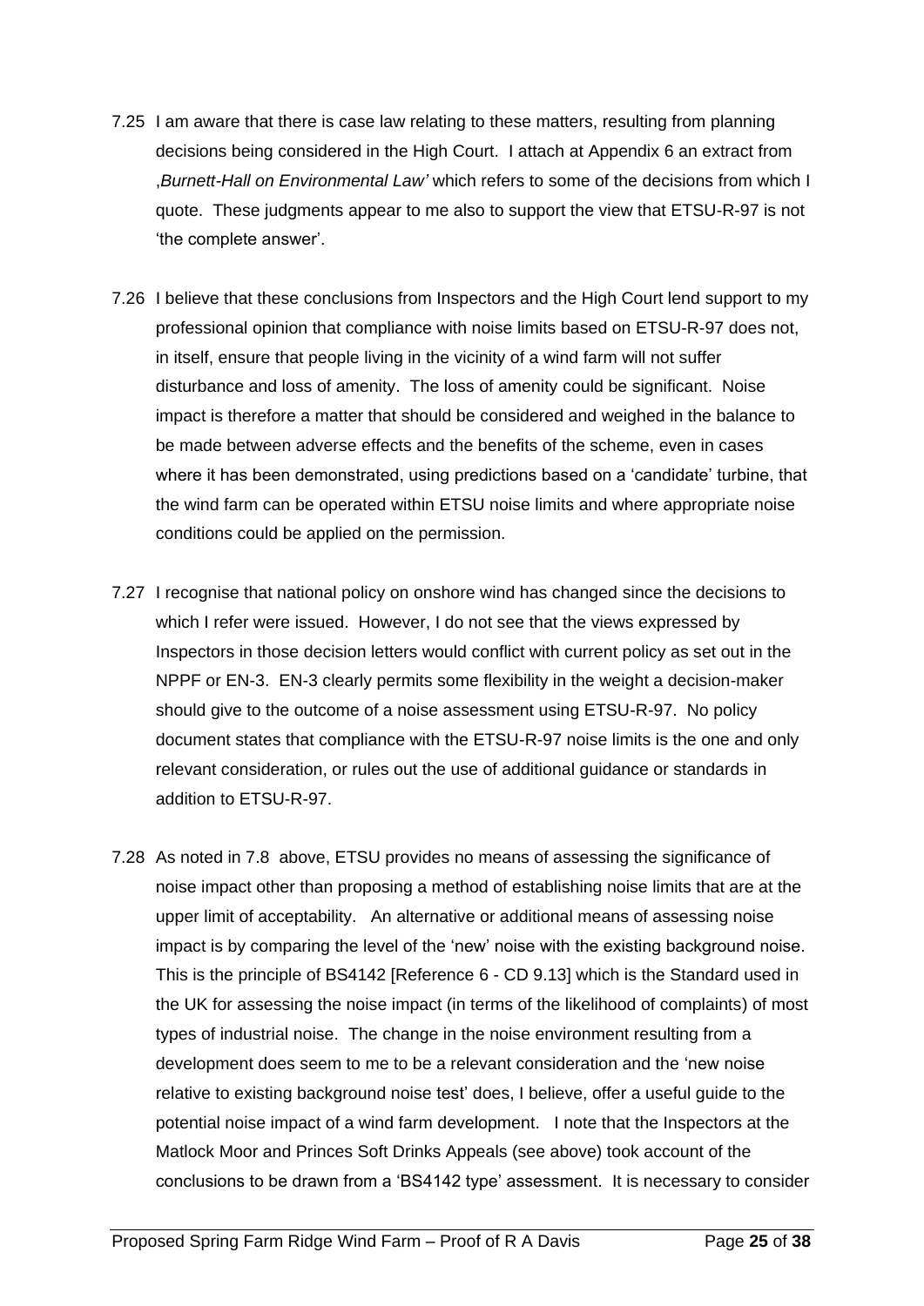7.25 I am aware that there is case law relating to these matters, resulting from planning decisions being considered in the High Court. I attach at Appendix 6 an extract from ‚*Burnett-Hall on Environmental Law'* which refers to some of the decisions from which I quote. These judgments appear to me also to support the view that ETSU-R-97 is not 'the complete answer'.

7.26 I believe that these conclusions from Inspectors and the High Court lend support to my professional opinion that compliance with noise limits based on ETSU-R-97 does not, in itself, ensure that people living in the vicinity of a wind farm will not suffer disturbance and loss of amenity. The loss of amenity could be significant. Noise impact is therefore a matter that should be considered and weighed in the balance to be made between adverse effects and the benefits of the scheme, even in cases where it has been demonstrated, using predictions based on a 'candidate' turbine, that the wind farm can be operated within ETSU noise limits and where appropriate noise conditions could be applied on the permission.

7.27 I recognise that national policy on onshore wind has changed since the decisions to which I refer were issued. However, I do not see that the views expressed by Inspectors in those decision letters would conflict with current policy as set out in the NPPF or EN-3. EN-3 clearly permits some flexibility in the weight a decision-maker should give to the outcome of a noise assessment using ETSU-R-97. No policy document states that compliance with the ETSU-R-97 noise limits is the one and only relevant consideration, or rules out the use of additional guidance or standards in addition to ETSU-R-97.

7.28 As noted in 7.8 above, ETSU provides no means of assessing the significance of noise impact other than proposing a method of establishing noise limits that are at the upper limit of acceptability. An alternative or additional means of assessing noise impact is by comparing the level of the 'new' noise with the existing background noise. This is the principle of BS4142 [Reference 6 - CD 9.13] which is the Standard used in the UK for assessing the noise impact (in terms of the likelihood of complaints) of most types of industrial noise. The change in the noise environment resulting from a development does seem to me to be a relevant consideration and the 'new noise relative to existing background noise test' does, I believe, offer a useful guide to the potential noise impact of a wind farm development. I note that the Inspectors at the Matlock Moor and Princes Soft Drinks Appeals (see above) took account of the conclusions to be drawn from a 'BS4142 type' assessment. It is necessary to consider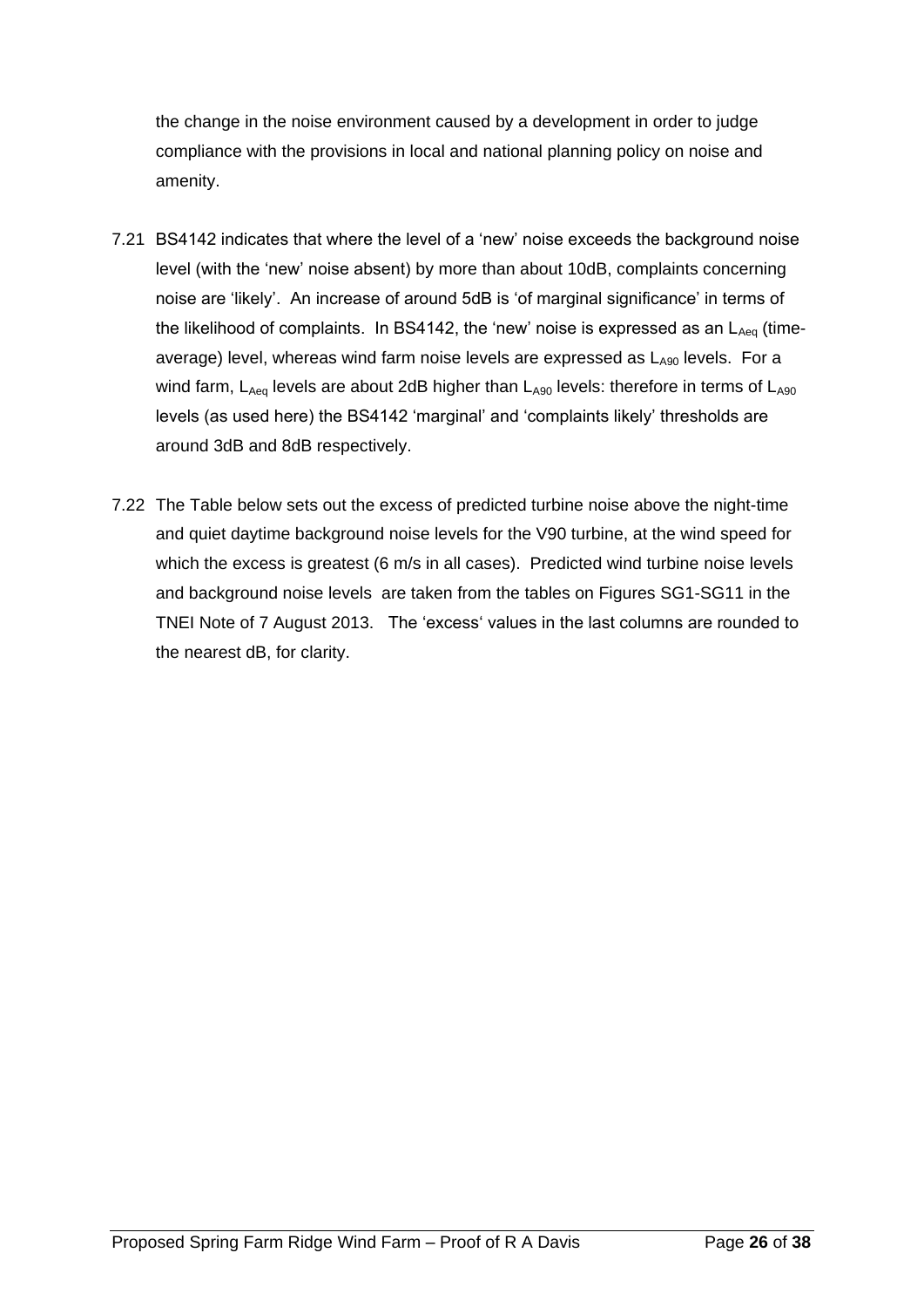the change in the noise environment caused by a development in order to judge compliance with the provisions in local and national planning policy on noise and amenity.

7.21 BS4142 indicates that where the level of a 'new' noise exceeds the background noise level (with the 'new' noise absent) by more than about 10dB, complaints concerning noise are 'likely'. An increase of around 5dB is 'of marginal significance' in terms of the likelihood of complaints. In BS4142, the 'new' noise is expressed as an $L_{Aeq}$ (time-average) level, whereas wind farm noise levels are expressed as $L_{A90}$ levels. For a wind farm, $L_{Aeq}$ levels are about 2dB higher than $L_{A90}$ levels: therefore in terms of $L_{A90}$ levels (as used here) the BS4142 'marginal' and 'complaints likely' thresholds are around 3dB and 8dB respectively.

7.22 The Table below sets out the excess of predicted turbine noise above the night-time and quiet daytime background noise levels for the V90 turbine, at the wind speed for which the excess is greatest (6 m/s in all cases). Predicted wind turbine noise levels and background noise levels are taken from the tables on Figures SG1-SG11 in the TNEI Note of 7 August 2013. The 'excess' values in the last columns are rounded to the nearest dB, for clarity.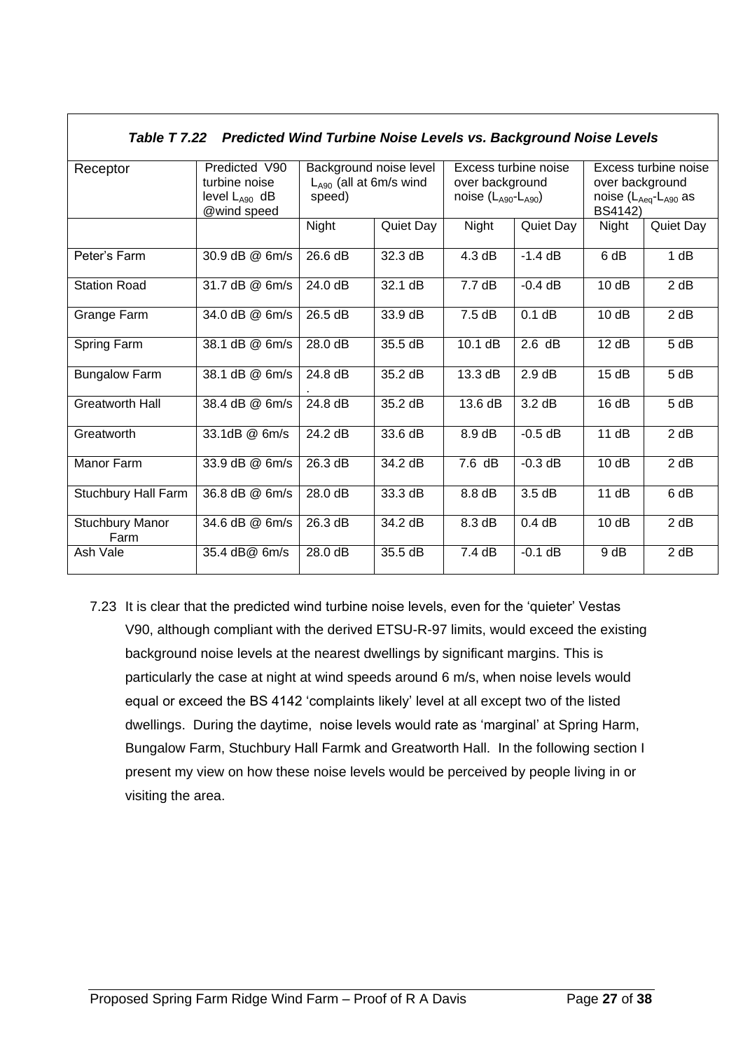***Table T 7.22 Predicted Wind Turbine Noise Levels vs. Background Noise Levels***

| Receptor | Predicted V90 turbine noise level $L_{A90}$ dB @wind speed | Background noise level $L_{A90}$ (all at 6m/s wind speed) | | Excess turbine noise over background noise ($L_{A90}$-$L_{A90}$) | | Excess turbine noise over background noise ($L_{Aeq}$-$L_{A90}$ as BS4142) | |
|---|---|---|---|---|---|---|---|
| | | Night | Quiet Day | Night | Quiet Day | Night | Quiet Day |
| Peter's Farm | 30.9 dB @ 6m/s | 26.6 dB | 32.3 dB | 4.3 dB | -1.4 dB | 6 dB | 1 dB |
| Station Road | 31.7 dB @ 6m/s | 24.0 dB | 32.1 dB | 7.7 dB | -0.4 dB | 10 dB | 2 dB |
| Grange Farm | 34.0 dB @ 6m/s | 26.5 dB | 33.9 dB | 7.5 dB | 0.1 dB | 10 dB | 2 dB |
| Spring Farm | 38.1 dB @ 6m/s | 28.0 dB | 35.5 dB | 10.1 dB | 2.6 dB | 12 dB | 5 dB |
| Bungalow Farm | 38.1 dB @ 6m/s | 24.8 dB . | 35.2 dB | 13.3 dB | 2.9 dB | 15 dB | 5 dB |
| Greatworth Hall | 38.4 dB @ 6m/s | 24.8 dB | 35.2 dB | 13.6 dB | 3.2 dB | 16 dB | 5 dB |
| Greatworth | 33.1dB @ 6m/s | 24.2 dB | 33.6 dB | 8.9 dB | -0.5 dB | 11 dB | 2 dB |
| Manor Farm | 33.9 dB @ 6m/s | 26.3 dB | 34.2 dB | 7.6 dB | -0.3 dB | 10 dB | 2 dB |
| Stuchbury Hall Farm | 36.8 dB @ 6m/s | 28.0 dB | 33.3 dB | 8.8 dB | 3.5 dB | 11 dB | 6 dB |
| Stuchbury Manor Farm | 34.6 dB @ 6m/s | 26.3 dB | 34.2 dB | 8.3 dB | 0.4 dB | 10 dB | 2 dB |
| Ash Vale | 35.4 dB@ 6m/s | 28.0 dB | 35.5 dB | 7.4 dB | -0.1 dB | 9 dB | 2 dB |

7.23 It is clear that the predicted wind turbine noise levels, even for the 'quieter' Vestas V90, although compliant with the derived ETSU-R-97 limits, would exceed the existing background noise levels at the nearest dwellings by significant margins. This is particularly the case at night at wind speeds around 6 m/s, when noise levels would equal or exceed the BS 4142 'complaints likely' level at all except two of the listed dwellings. During the daytime, noise levels would rate as 'marginal' at Spring Harm, Bungalow Farm, Stuchbury Hall Farmk and Greatworth Hall. In the following section I present my view on how these noise levels would be perceived by people living in or visiting the area.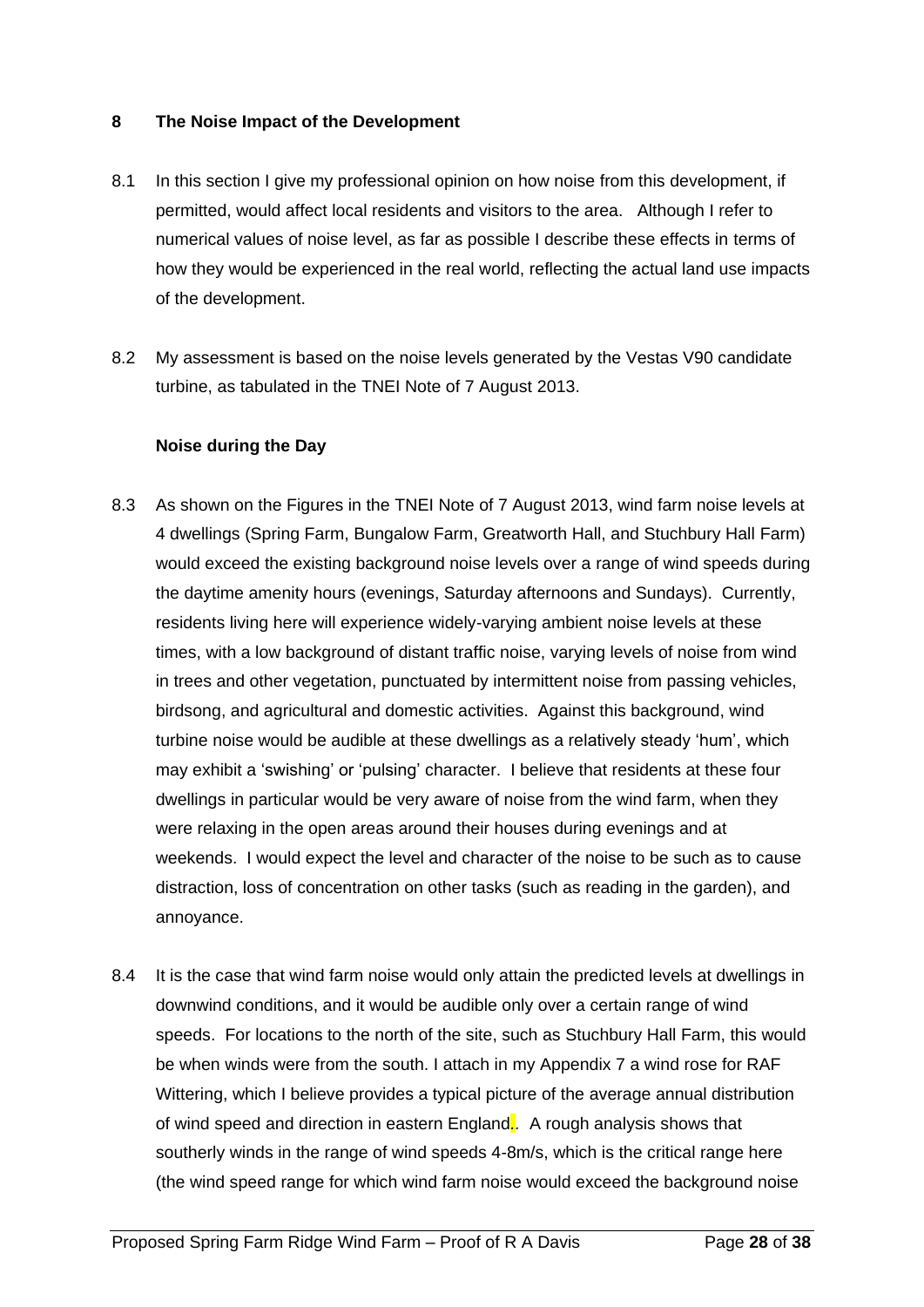## 8 The Noise Impact of the Development

8.1 In this section I give my professional opinion on how noise from this development, if permitted, would affect local residents and visitors to the area. Although I refer to numerical values of noise level, as far as possible I describe these effects in terms of how they would be experienced in the real world, reflecting the actual land use impacts of the development.

8.2 My assessment is based on the noise levels generated by the Vestas V90 candidate turbine, as tabulated in the TNEI Note of 7 August 2013.

### Noise during the Day

8.3 As shown on the Figures in the TNEI Note of 7 August 2013, wind farm noise levels at 4 dwellings (Spring Farm, Bungalow Farm, Greatworth Hall, and Stuchbury Hall Farm) would exceed the existing background noise levels over a range of wind speeds during the daytime amenity hours (evenings, Saturday afternoons and Sundays). Currently, residents living here will experience widely-varying ambient noise levels at these times, with a low background of distant traffic noise, varying levels of noise from wind in trees and other vegetation, punctuated by intermittent noise from passing vehicles, birdsong, and agricultural and domestic activities. Against this background, wind turbine noise would be audible at these dwellings as a relatively steady 'hum', which may exhibit a 'swishing' or 'pulsing' character. I believe that residents at these four dwellings in particular would be very aware of noise from the wind farm, when they were relaxing in the open areas around their houses during evenings and at weekends. I would expect the level and character of the noise to be such as to cause distraction, loss of concentration on other tasks (such as reading in the garden), and annoyance.

8.4 It is the case that wind farm noise would only attain the predicted levels at dwellings in downwind conditions, and it would be audible only over a certain range of wind speeds. For locations to the north of the site, such as Stuchbury Hall Farm, this would be when winds were from the south. I attach in my Appendix 7 a wind rose for RAF Wittering, which I believe provides a typical picture of the average annual distribution of wind speed and direction in eastern England.. A rough analysis shows that southerly winds in the range of wind speeds 4-8m/s, which is the critical range here (the wind speed range for which wind farm noise would exceed the background noise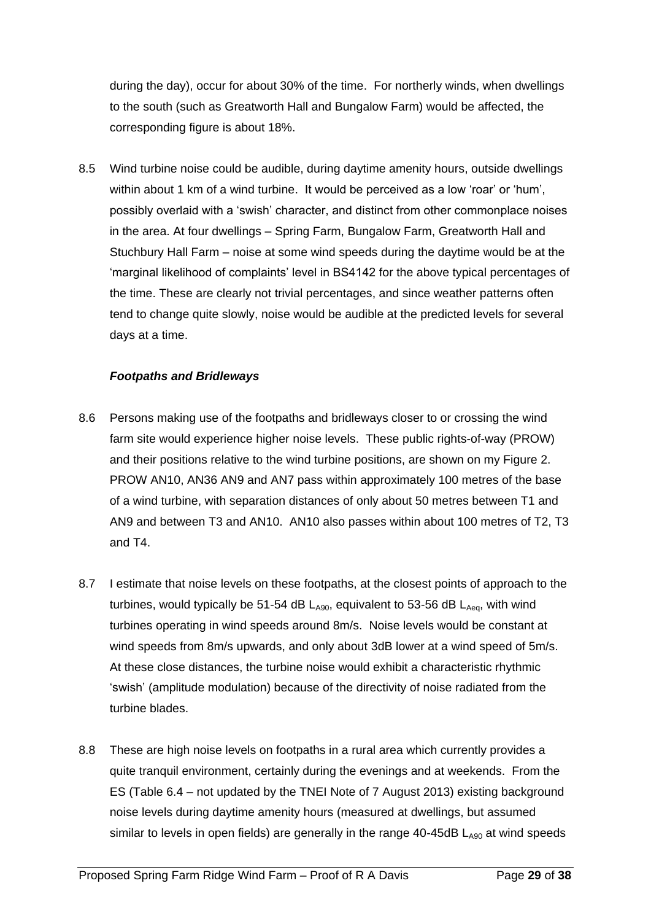during the day), occur for about 30% of the time. For northerly winds, when dwellings to the south (such as Greatworth Hall and Bungalow Farm) would be affected, the corresponding figure is about 18%.

8.5 Wind turbine noise could be audible, during daytime amenity hours, outside dwellings within about 1 km of a wind turbine. It would be perceived as a low 'roar' or 'hum', possibly overlaid with a 'swish' character, and distinct from other commonplace noises in the area. At four dwellings – Spring Farm, Bungalow Farm, Greatworth Hall and Stuchbury Hall Farm – noise at some wind speeds during the daytime would be at the 'marginal likelihood of complaints' level in BS4142 for the above typical percentages of the time. These are clearly not trivial percentages, and since weather patterns often tend to change quite slowly, noise would be audible at the predicted levels for several days at a time.

***Footpaths and Bridleways***

8.6 Persons making use of the footpaths and bridleways closer to or crossing the wind farm site would experience higher noise levels. These public rights-of-way (PROW) and their positions relative to the wind turbine positions, are shown on my Figure 2. PROW AN10, AN36 AN9 and AN7 pass within approximately 100 metres of the base of a wind turbine, with separation distances of only about 50 metres between T1 and AN9 and between T3 and AN10. AN10 also passes within about 100 metres of T2, T3 and T4.

8.7 I estimate that noise levels on these footpaths, at the closest points of approach to the turbines, would typically be 51-54 dB $L_{A90}$, equivalent to 53-56 dB $L_{Aeq}$, with wind turbines operating in wind speeds around 8m/s. Noise levels would be constant at wind speeds from 8m/s upwards, and only about 3dB lower at a wind speed of 5m/s. At these close distances, the turbine noise would exhibit a characteristic rhythmic 'swish' (amplitude modulation) because of the directivity of noise radiated from the turbine blades.

8.8 These are high noise levels on footpaths in a rural area which currently provides a quite tranquil environment, certainly during the evenings and at weekends. From the ES (Table 6.4 – not updated by the TNEI Note of 7 August 2013) existing background noise levels during daytime amenity hours (measured at dwellings, but assumed similar to levels in open fields) are generally in the range 40-45dB $L_{A90}$ at wind speeds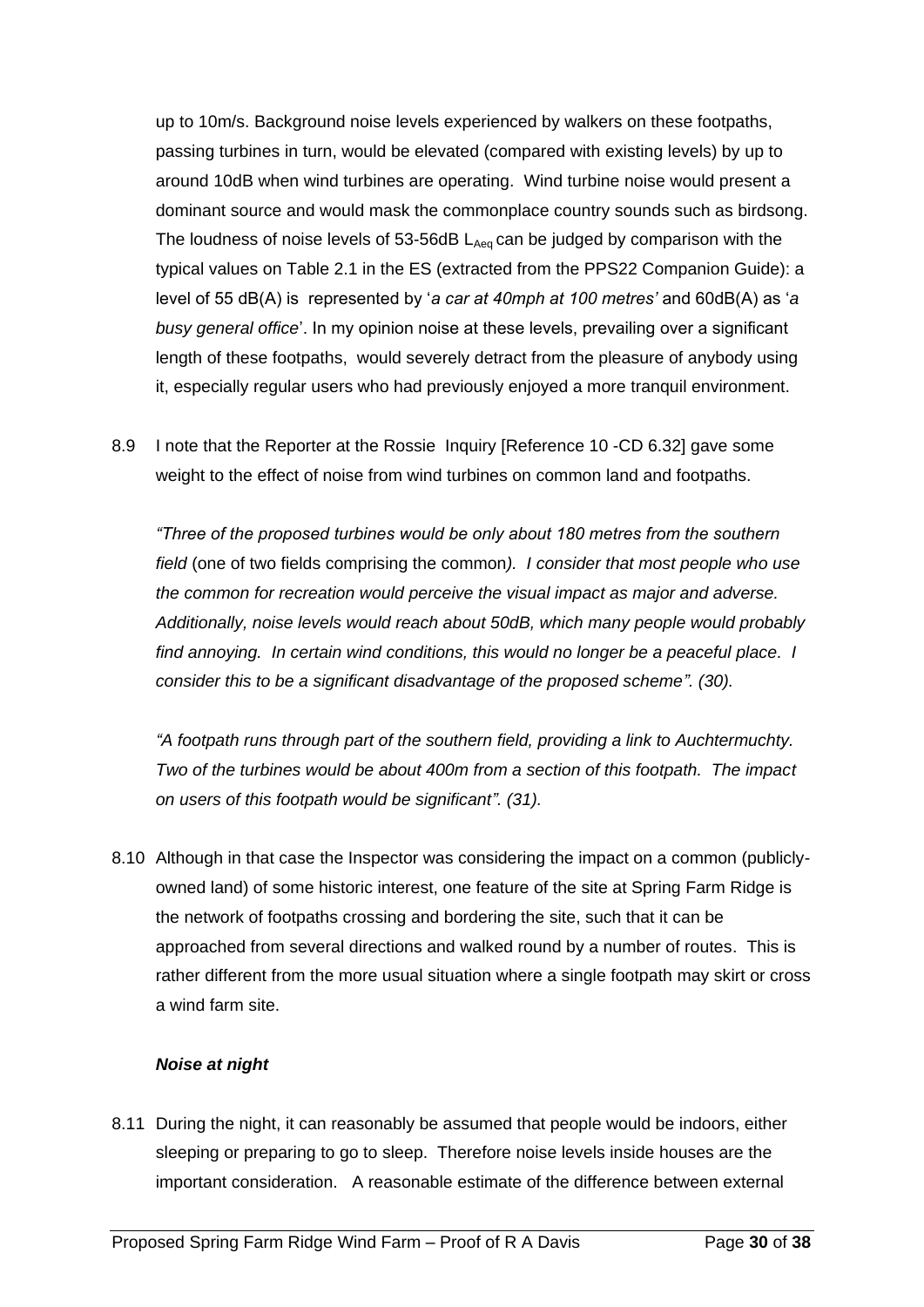up to 10m/s. Background noise levels experienced by walkers on these footpaths, passing turbines in turn, would be elevated (compared with existing levels) by up to around 10dB when wind turbines are operating. Wind turbine noise would present a dominant source and would mask the commonplace country sounds such as birdsong. The loudness of noise levels of 53-56dB $L_{Aeq}$ can be judged by comparison with the typical values on Table 2.1 in the ES (extracted from the PPS22 Companion Guide): a level of 55 dB(A) is represented by '*a car at 40mph at 100 metres'* and 60dB(A) as '*a busy general office*'. In my opinion noise at these levels, prevailing over a significant length of these footpaths, would severely detract from the pleasure of anybody using it, especially regular users who had previously enjoyed a more tranquil environment.

8.9 I note that the Reporter at the Rossie Inquiry [Reference 10 -CD 6.32] gave some weight to the effect of noise from wind turbines on common land and footpaths.

*"Three of the proposed turbines would be only about 180 metres from the southern field* (one of two fields comprising the common*). I consider that most people who use the common for recreation would perceive the visual impact as major and adverse. Additionally, noise levels would reach about 50dB, which many people would probably find annoying. In certain wind conditions, this would no longer be a peaceful place. I consider this to be a significant disadvantage of the proposed scheme". (30).*

*"A footpath runs through part of the southern field, providing a link to Auchtermuchty. Two of the turbines would be about 400m from a section of this footpath. The impact on users of this footpath would be significant". (31).*

8.10 Although in that case the Inspector was considering the impact on a common (publicly-owned land) of some historic interest, one feature of the site at Spring Farm Ridge is the network of footpaths crossing and bordering the site, such that it can be approached from several directions and walked round by a number of routes. This is rather different from the more usual situation where a single footpath may skirt or cross a wind farm site.

***Noise at night***

8.11 During the night, it can reasonably be assumed that people would be indoors, either sleeping or preparing to go to sleep. Therefore noise levels inside houses are the important consideration. A reasonable estimate of the difference between external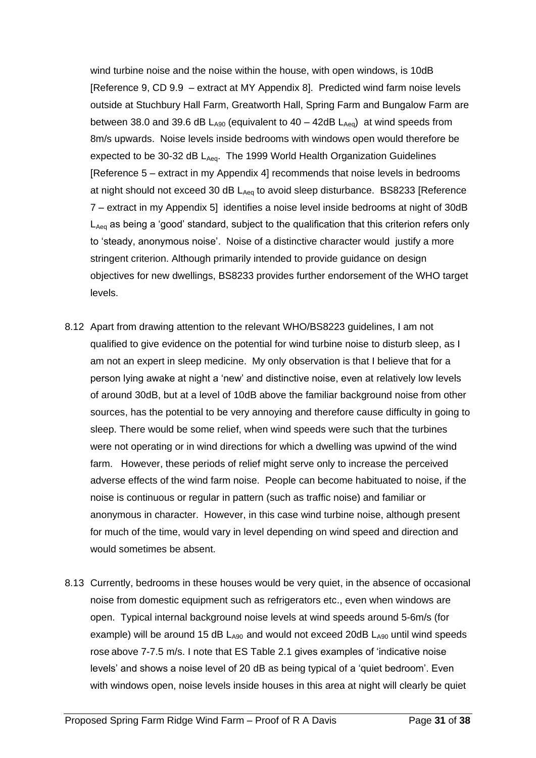wind turbine noise and the noise within the house, with open windows, is 10dB [Reference 9, CD 9.9 – extract at MY Appendix 8]. Predicted wind farm noise levels outside at Stuchbury Hall Farm, Greatworth Hall, Spring Farm and Bungalow Farm are between 38.0 and 39.6 dB $L_{A90}$ (equivalent to 40 – 42dB $L_{Aeq}$) at wind speeds from 8m/s upwards. Noise levels inside bedrooms with windows open would therefore be expected to be 30-32 dB $L_{Aeq}$. The 1999 World Health Organization Guidelines [Reference 5 – extract in my Appendix 4] recommends that noise levels in bedrooms at night should not exceed 30 dB $L_{Aeq}$ to avoid sleep disturbance. BS8233 [Reference 7 – extract in my Appendix 5] identifies a noise level inside bedrooms at night of 30dB $L_{Aeq}$ as being a 'good' standard, subject to the qualification that this criterion refers only to 'steady, anonymous noise'. Noise of a distinctive character would justify a more stringent criterion. Although primarily intended to provide guidance on design objectives for new dwellings, BS8233 provides further endorsement of the WHO target levels.

8.12 Apart from drawing attention to the relevant WHO/BS8223 guidelines, I am not qualified to give evidence on the potential for wind turbine noise to disturb sleep, as I am not an expert in sleep medicine. My only observation is that I believe that for a person lying awake at night a 'new' and distinctive noise, even at relatively low levels of around 30dB, but at a level of 10dB above the familiar background noise from other sources, has the potential to be very annoying and therefore cause difficulty in going to sleep. There would be some relief, when wind speeds were such that the turbines were not operating or in wind directions for which a dwelling was upwind of the wind farm. However, these periods of relief might serve only to increase the perceived adverse effects of the wind farm noise. People can become habituated to noise, if the noise is continuous or regular in pattern (such as traffic noise) and familiar or anonymous in character. However, in this case wind turbine noise, although present for much of the time, would vary in level depending on wind speed and direction and would sometimes be absent.

8.13 Currently, bedrooms in these houses would be very quiet, in the absence of occasional noise from domestic equipment such as refrigerators etc., even when windows are open. Typical internal background noise levels at wind speeds around 5-6m/s (for example) will be around 15 dB $L_{A90}$ and would not exceed 20dB $L_{A90}$ until wind speeds rose above 7-7.5 m/s. I note that ES Table 2.1 gives examples of 'indicative noise levels' and shows a noise level of 20 dB as being typical of a 'quiet bedroom'. Even with windows open, noise levels inside houses in this area at night will clearly be quiet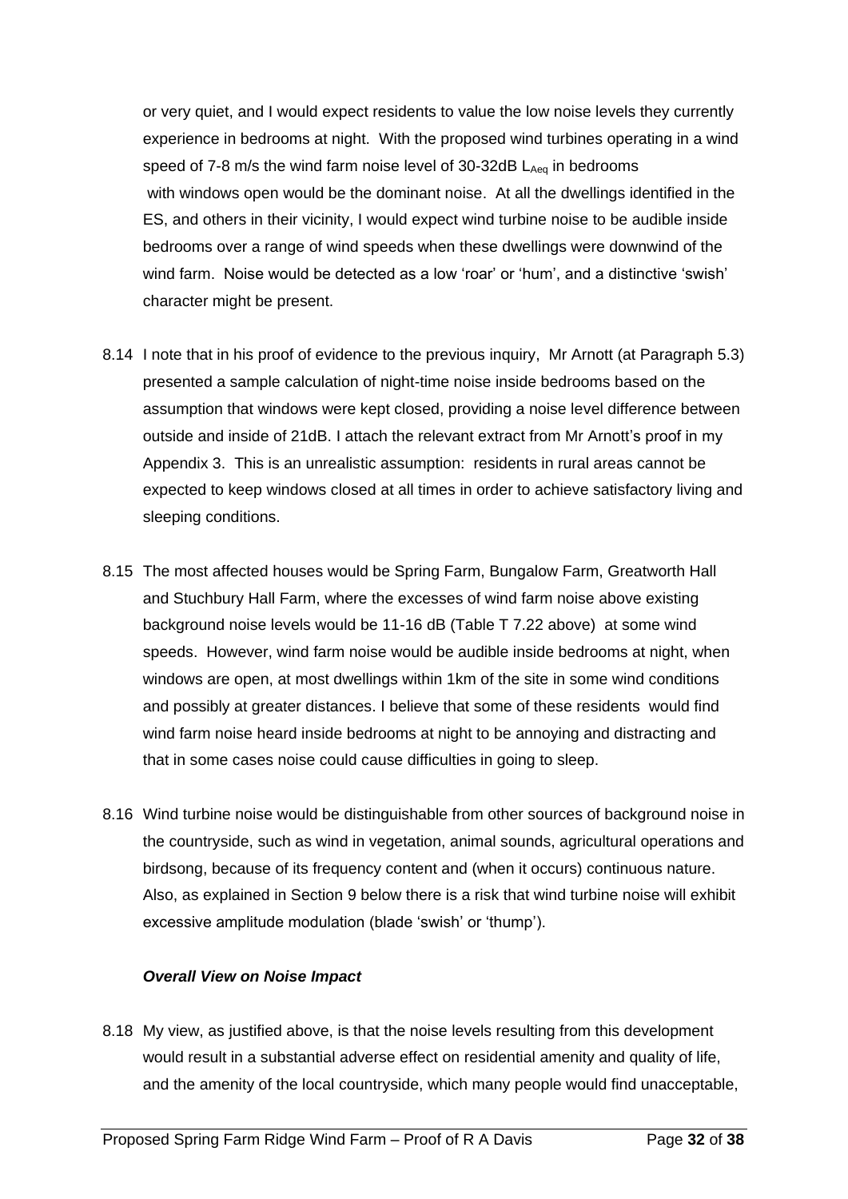or very quiet, and I would expect residents to value the low noise levels they currently experience in bedrooms at night. With the proposed wind turbines operating in a wind speed of 7-8 m/s the wind farm noise level of 30-32dB $L_{Aeq}$ in bedrooms with windows open would be the dominant noise. At all the dwellings identified in the ES, and others in their vicinity, I would expect wind turbine noise to be audible inside bedrooms over a range of wind speeds when these dwellings were downwind of the wind farm. Noise would be detected as a low 'roar' or 'hum', and a distinctive 'swish' character might be present.

8.14 I note that in his proof of evidence to the previous inquiry, Mr Arnott (at Paragraph 5.3) presented a sample calculation of night-time noise inside bedrooms based on the assumption that windows were kept closed, providing a noise level difference between outside and inside of 21dB. I attach the relevant extract from Mr Arnott's proof in my Appendix 3. This is an unrealistic assumption: residents in rural areas cannot be expected to keep windows closed at all times in order to achieve satisfactory living and sleeping conditions.

8.15 The most affected houses would be Spring Farm, Bungalow Farm, Greatworth Hall and Stuchbury Hall Farm, where the excesses of wind farm noise above existing background noise levels would be 11-16 dB (Table T 7.22 above) at some wind speeds. However, wind farm noise would be audible inside bedrooms at night, when windows are open, at most dwellings within 1km of the site in some wind conditions and possibly at greater distances. I believe that some of these residents would find wind farm noise heard inside bedrooms at night to be annoying and distracting and that in some cases noise could cause difficulties in going to sleep.

8.16 Wind turbine noise would be distinguishable from other sources of background noise in the countryside, such as wind in vegetation, animal sounds, agricultural operations and birdsong, because of its frequency content and (when it occurs) continuous nature. Also, as explained in Section 9 below there is a risk that wind turbine noise will exhibit excessive amplitude modulation (blade 'swish' or 'thump').

***Overall View on Noise Impact***

8.18 My view, as justified above, is that the noise levels resulting from this development would result in a substantial adverse effect on residential amenity and quality of life, and the amenity of the local countryside, which many people would find unacceptable,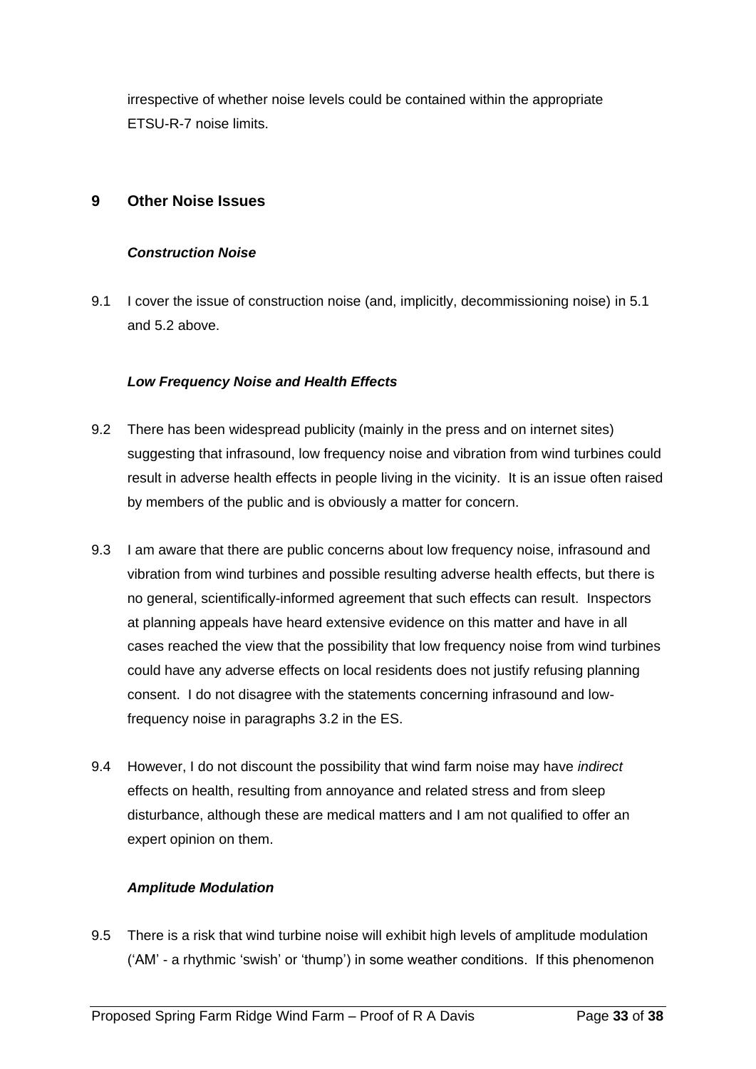irrespective of whether noise levels could be contained within the appropriate ETSU-R-7 noise limits.

## 9 Other Noise Issues

### *Construction Noise*

9.1 I cover the issue of construction noise (and, implicitly, decommissioning noise) in 5.1 and 5.2 above.

### *Low Frequency Noise and Health Effects*

9.2 There has been widespread publicity (mainly in the press and on internet sites) suggesting that infrasound, low frequency noise and vibration from wind turbines could result in adverse health effects in people living in the vicinity. It is an issue often raised by members of the public and is obviously a matter for concern.

9.3 I am aware that there are public concerns about low frequency noise, infrasound and vibration from wind turbines and possible resulting adverse health effects, but there is no general, scientifically-informed agreement that such effects can result. Inspectors at planning appeals have heard extensive evidence on this matter and have in all cases reached the view that the possibility that low frequency noise from wind turbines could have any adverse effects on local residents does not justify refusing planning consent. I do not disagree with the statements concerning infrasound and low-frequency noise in paragraphs 3.2 in the ES.

9.4 However, I do not discount the possibility that wind farm noise may have *indirect* effects on health, resulting from annoyance and related stress and from sleep disturbance, although these are medical matters and I am not qualified to offer an expert opinion on them.

### *Amplitude Modulation*

9.5 There is a risk that wind turbine noise will exhibit high levels of amplitude modulation ('AM' - a rhythmic 'swish' or 'thump') in some weather conditions. If this phenomenon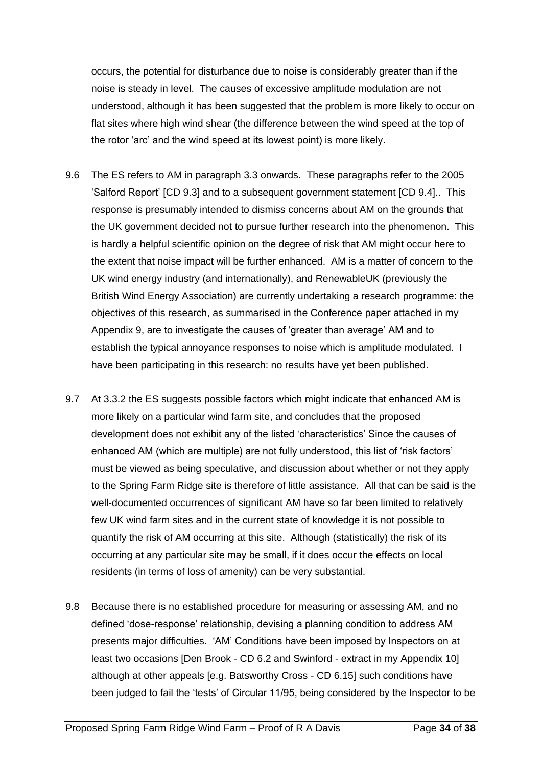occurs, the potential for disturbance due to noise is considerably greater than if the noise is steady in level. The causes of excessive amplitude modulation are not understood, although it has been suggested that the problem is more likely to occur on flat sites where high wind shear (the difference between the wind speed at the top of the rotor 'arc' and the wind speed at its lowest point) is more likely.

9.6 The ES refers to AM in paragraph 3.3 onwards. These paragraphs refer to the 2005 'Salford Report' [CD 9.3] and to a subsequent government statement [CD 9.4].. This response is presumably intended to dismiss concerns about AM on the grounds that the UK government decided not to pursue further research into the phenomenon. This is hardly a helpful scientific opinion on the degree of risk that AM might occur here to the extent that noise impact will be further enhanced. AM is a matter of concern to the UK wind energy industry (and internationally), and RenewableUK (previously the British Wind Energy Association) are currently undertaking a research programme: the objectives of this research, as summarised in the Conference paper attached in my Appendix 9, are to investigate the causes of 'greater than average' AM and to establish the typical annoyance responses to noise which is amplitude modulated. I have been participating in this research: no results have yet been published.

9.7 At 3.3.2 the ES suggests possible factors which might indicate that enhanced AM is more likely on a particular wind farm site, and concludes that the proposed development does not exhibit any of the listed 'characteristics' Since the causes of enhanced AM (which are multiple) are not fully understood, this list of 'risk factors' must be viewed as being speculative, and discussion about whether or not they apply to the Spring Farm Ridge site is therefore of little assistance. All that can be said is the well-documented occurrences of significant AM have so far been limited to relatively few UK wind farm sites and in the current state of knowledge it is not possible to quantify the risk of AM occurring at this site. Although (statistically) the risk of its occurring at any particular site may be small, if it does occur the effects on local residents (in terms of loss of amenity) can be very substantial.

9.8 Because there is no established procedure for measuring or assessing AM, and no defined 'dose-response' relationship, devising a planning condition to address AM presents major difficulties. 'AM' Conditions have been imposed by Inspectors on at least two occasions [Den Brook - CD 6.2 and Swinford - extract in my Appendix 10] although at other appeals [e.g. Batsworthy Cross - CD 6.15] such conditions have been judged to fail the 'tests' of Circular 11/95, being considered by the Inspector to be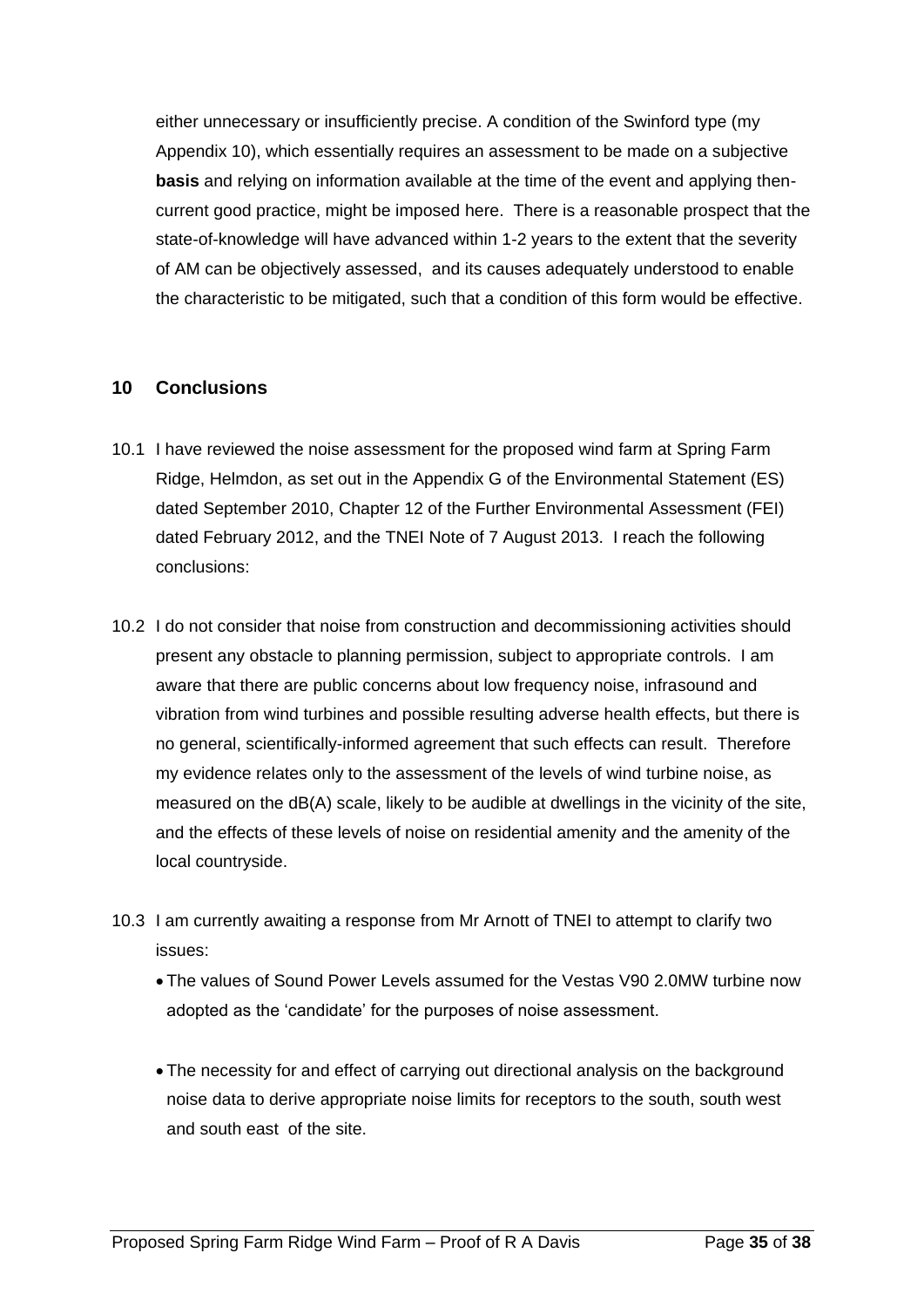either unnecessary or insufficiently precise. A condition of the Swinford type (my Appendix 10), which essentially requires an assessment to be made on a subjective **basis** and relying on information available at the time of the event and applying then-current good practice, might be imposed here. There is a reasonable prospect that the state-of-knowledge will have advanced within 1-2 years to the extent that the severity of AM can be objectively assessed, and its causes adequately understood to enable the characteristic to be mitigated, such that a condition of this form would be effective.

## 10 Conclusions

10.1 I have reviewed the noise assessment for the proposed wind farm at Spring Farm Ridge, Helmdon, as set out in the Appendix G of the Environmental Statement (ES) dated September 2010, Chapter 12 of the Further Environmental Assessment (FEI) dated February 2012, and the TNEI Note of 7 August 2013. I reach the following conclusions:

10.2 I do not consider that noise from construction and decommissioning activities should present any obstacle to planning permission, subject to appropriate controls. I am aware that there are public concerns about low frequency noise, infrasound and vibration from wind turbines and possible resulting adverse health effects, but there is no general, scientifically-informed agreement that such effects can result. Therefore my evidence relates only to the assessment of the levels of wind turbine noise, as measured on the dB(A) scale, likely to be audible at dwellings in the vicinity of the site, and the effects of these levels of noise on residential amenity and the amenity of the local countryside.

10.3 I am currently awaiting a response from Mr Arnott of TNEI to attempt to clarify two issues:

- The values of Sound Power Levels assumed for the Vestas V90 2.0MW turbine now adopted as the 'candidate' for the purposes of noise assessment.
- The necessity for and effect of carrying out directional analysis on the background noise data to derive appropriate noise limits for receptors to the south, south west and south east of the site.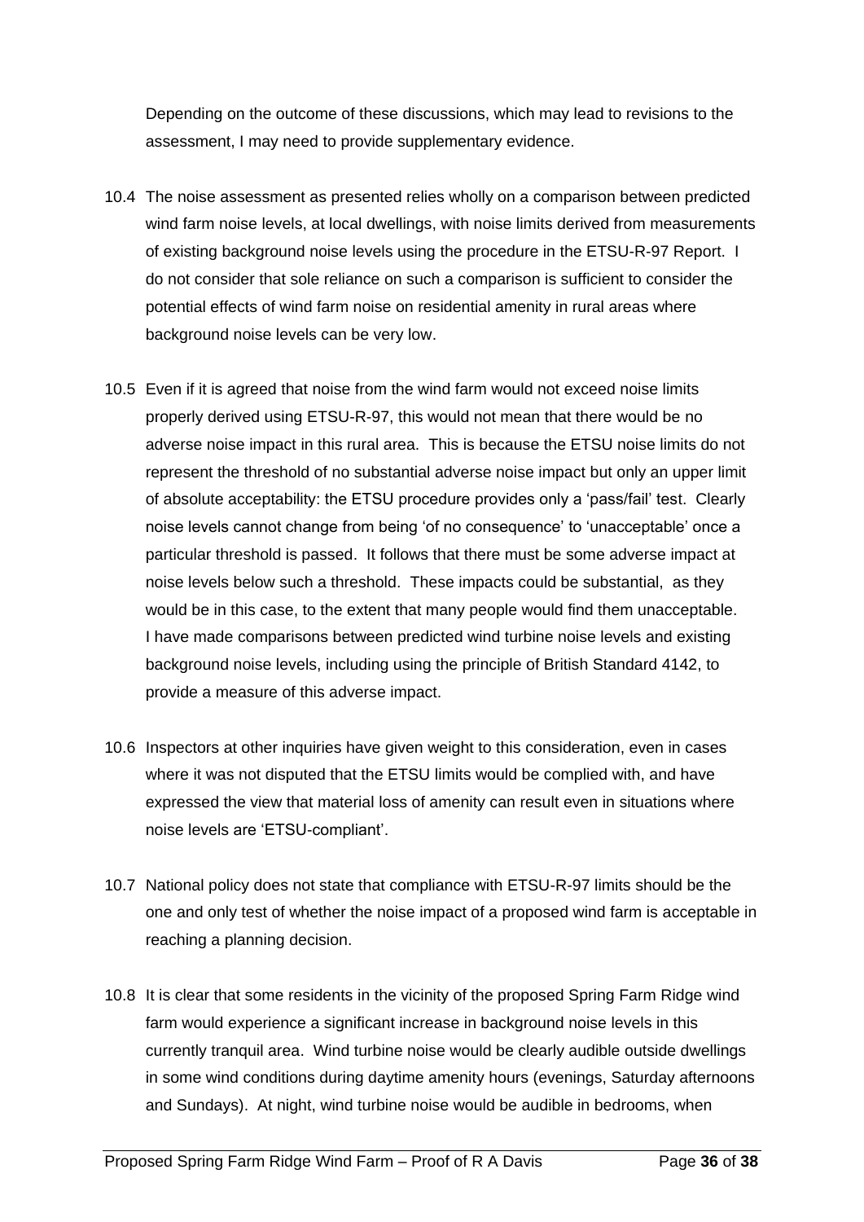Depending on the outcome of these discussions, which may lead to revisions to the assessment, I may need to provide supplementary evidence.

10.4 The noise assessment as presented relies wholly on a comparison between predicted wind farm noise levels, at local dwellings, with noise limits derived from measurements of existing background noise levels using the procedure in the ETSU-R-97 Report. I do not consider that sole reliance on such a comparison is sufficient to consider the potential effects of wind farm noise on residential amenity in rural areas where background noise levels can be very low.

10.5 Even if it is agreed that noise from the wind farm would not exceed noise limits properly derived using ETSU-R-97, this would not mean that there would be no adverse noise impact in this rural area. This is because the ETSU noise limits do not represent the threshold of no substantial adverse noise impact but only an upper limit of absolute acceptability: the ETSU procedure provides only a 'pass/fail' test. Clearly noise levels cannot change from being 'of no consequence' to 'unacceptable' once a particular threshold is passed. It follows that there must be some adverse impact at noise levels below such a threshold. These impacts could be substantial, as they would be in this case, to the extent that many people would find them unacceptable. I have made comparisons between predicted wind turbine noise levels and existing background noise levels, including using the principle of British Standard 4142, to provide a measure of this adverse impact.

10.6 Inspectors at other inquiries have given weight to this consideration, even in cases where it was not disputed that the ETSU limits would be complied with, and have expressed the view that material loss of amenity can result even in situations where noise levels are 'ETSU-compliant'.

10.7 National policy does not state that compliance with ETSU-R-97 limits should be the one and only test of whether the noise impact of a proposed wind farm is acceptable in reaching a planning decision.

10.8 It is clear that some residents in the vicinity of the proposed Spring Farm Ridge wind farm would experience a significant increase in background noise levels in this currently tranquil area. Wind turbine noise would be clearly audible outside dwellings in some wind conditions during daytime amenity hours (evenings, Saturday afternoons and Sundays). At night, wind turbine noise would be audible in bedrooms, when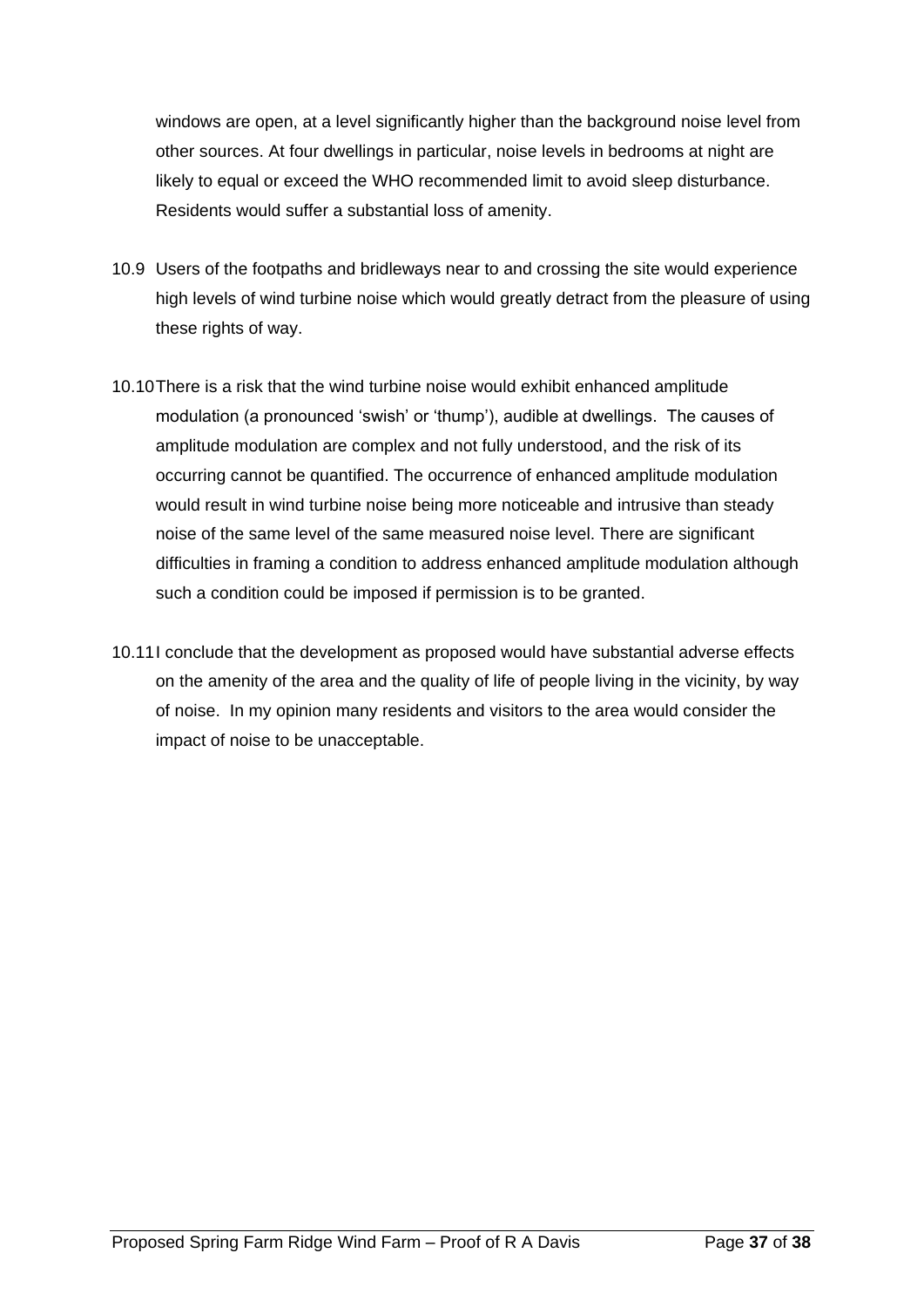windows are open, at a level significantly higher than the background noise level from other sources. At four dwellings in particular, noise levels in bedrooms at night are likely to equal or exceed the WHO recommended limit to avoid sleep disturbance. Residents would suffer a substantial loss of amenity.

10.9 Users of the footpaths and bridleways near to and crossing the site would experience high levels of wind turbine noise which would greatly detract from the pleasure of using these rights of way.

10.10 There is a risk that the wind turbine noise would exhibit enhanced amplitude modulation (a pronounced 'swish' or 'thump'), audible at dwellings. The causes of amplitude modulation are complex and not fully understood, and the risk of its occurring cannot be quantified. The occurrence of enhanced amplitude modulation would result in wind turbine noise being more noticeable and intrusive than steady noise of the same level of the same measured noise level. There are significant difficulties in framing a condition to address enhanced amplitude modulation although such a condition could be imposed if permission is to be granted.

10.11 I conclude that the development as proposed would have substantial adverse effects on the amenity of the area and the quality of life of people living in the vicinity, by way of noise. In my opinion many residents and visitors to the area would consider the impact of noise to be unacceptable.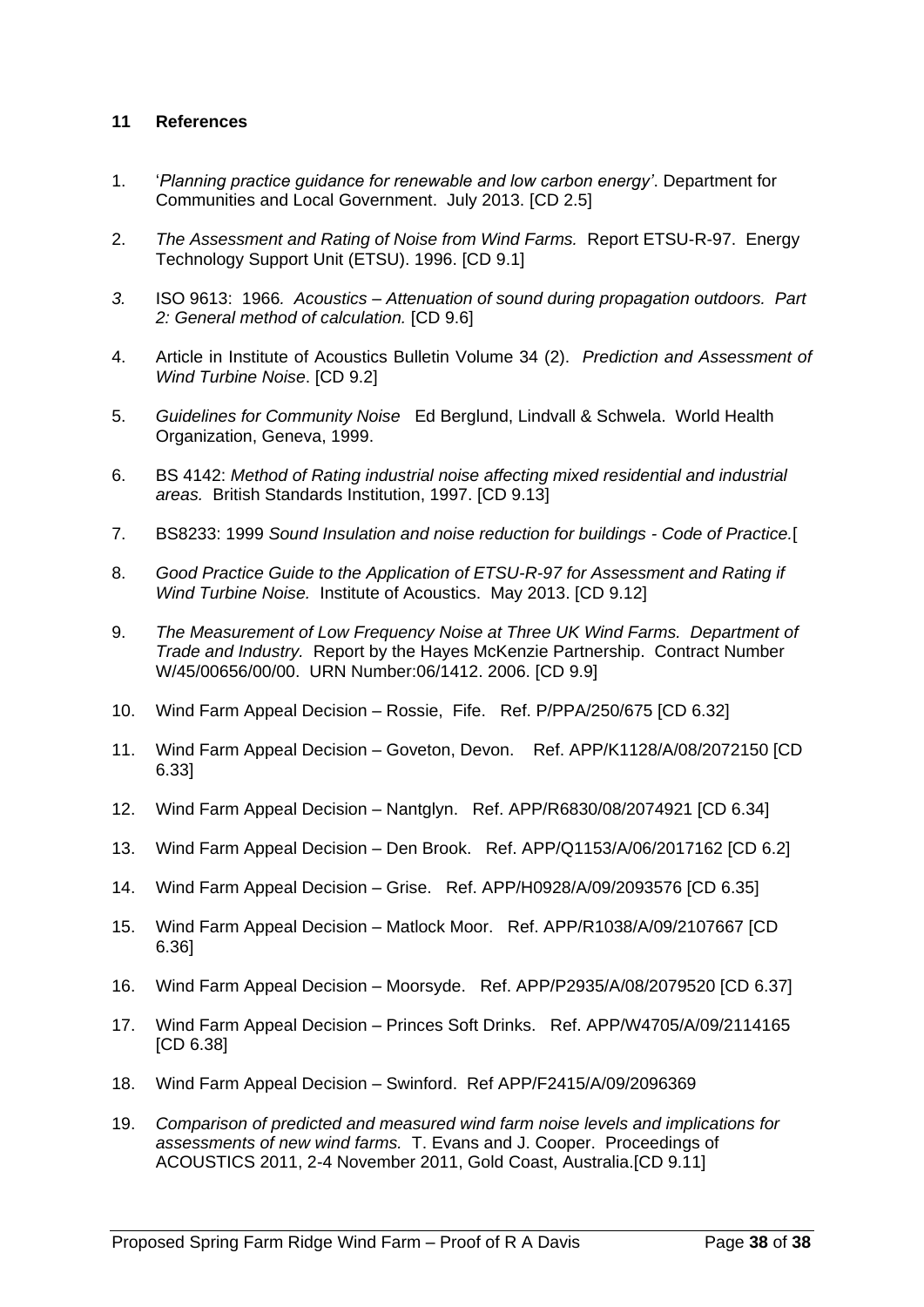## 11 References

1. '*Planning practice guidance for renewable and low carbon energy'*. Department for Communities and Local Government. July 2013. [CD 2.5]

2. *The Assessment and Rating of Noise from Wind Farms.* Report ETSU-R-97. Energy Technology Support Unit (ETSU). 1996. [CD 9.1]

3. ISO 9613: 1966. *Acoustics – Attenuation of sound during propagation outdoors. Part 2: General method of calculation.* [CD 9.6]

4. Article in Institute of Acoustics Bulletin Volume 34 (2). *Prediction and Assessment of Wind Turbine Noise*. [CD 9.2]

5. *Guidelines for Community Noise* Ed Berglund, Lindvall & Schwela. World Health Organization, Geneva, 1999.

6. BS 4142: *Method of Rating industrial noise affecting mixed residential and industrial areas.* British Standards Institution, 1997. [CD 9.13]

7. BS8233: 1999 *Sound Insulation and noise reduction for buildings - Code of Practice.*[

8. *Good Practice Guide to the Application of ETSU-R-97 for Assessment and Rating if Wind Turbine Noise.* Institute of Acoustics. May 2013. [CD 9.12]

9. *The Measurement of Low Frequency Noise at Three UK Wind Farms. Department of Trade and Industry.* Report by the Hayes McKenzie Partnership. Contract Number W/45/00656/00/00. URN Number:06/1412. 2006. [CD 9.9]

10. Wind Farm Appeal Decision – Rossie, Fife. Ref. P/PPA/250/675 [CD 6.32]

11. Wind Farm Appeal Decision – Goveton, Devon. Ref. APP/K1128/A/08/2072150 [CD 6.33]

12. Wind Farm Appeal Decision – Nantglyn. Ref. APP/R6830/08/2074921 [CD 6.34]

13. Wind Farm Appeal Decision – Den Brook. Ref. APP/Q1153/A/06/2017162 [CD 6.2]

14. Wind Farm Appeal Decision – Grise. Ref. APP/H0928/A/09/2093576 [CD 6.35]

15. Wind Farm Appeal Decision – Matlock Moor. Ref. APP/R1038/A/09/2107667 [CD 6.36]

16. Wind Farm Appeal Decision – Moorsyde. Ref. APP/P2935/A/08/2079520 [CD 6.37]

17. Wind Farm Appeal Decision – Princes Soft Drinks. Ref. APP/W4705/A/09/2114165 [CD 6.38]

18. Wind Farm Appeal Decision – Swinford. Ref APP/F2415/A/09/2096369

19. *Comparison of predicted and measured wind farm noise levels and implications for assessments of new wind farms.* T. Evans and J. Cooper. Proceedings of ACOUSTICS 2011, 2-4 November 2011, Gold Coast, Australia.[CD 9.11]